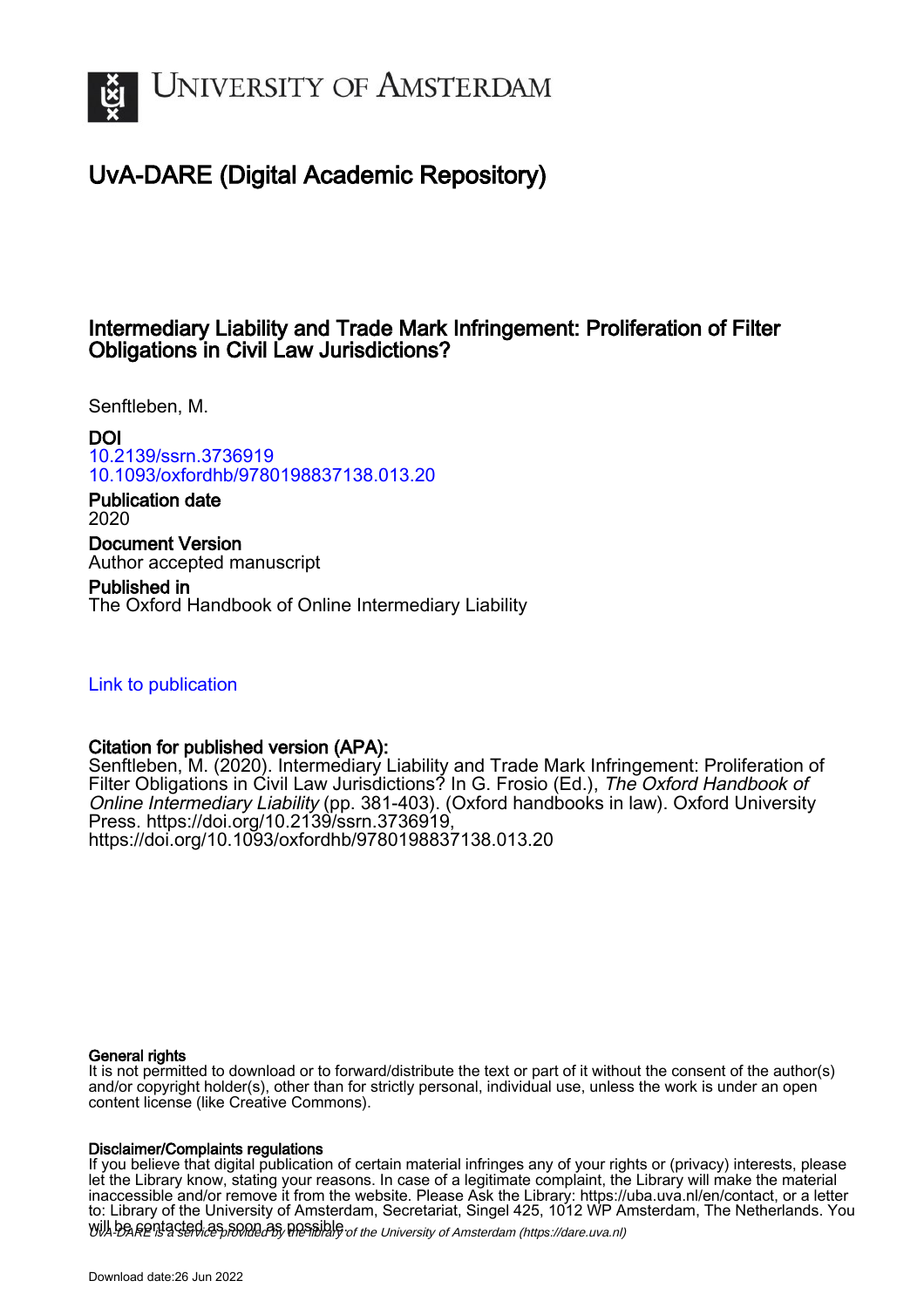# University of Amsterdam

## UvA-DARE (Digital Academic Repository)

### Intermediary Liability and Trade Mark Infringement: Proliferation of Filter Obligations in Civil Law Jurisdictions?

Senftleben, M.

**DOI**
10.2139/ssrn.3736919
10.1093/oxfordhb/9780198837138.013.20

**Publication date**
2020

**Document Version**
Author accepted manuscript

**Published in**
The Oxford Handbook of Online Intermediary Liability

Link to publication

**Citation for published version (APA):**
Senftleben, M. (2020). Intermediary Liability and Trade Mark Infringement: Proliferation of Filter Obligations in Civil Law Jurisdictions? In G. Frosio (Ed.), *The Oxford Handbook of Online Intermediary Liability* (pp. 381-403). (Oxford handbooks in law). Oxford University Press. https://doi.org/10.2139/ssrn.3736919, https://doi.org/10.1093/oxfordhb/9780198837138.013.20

**General rights**
It is not permitted to download or to forward/distribute the text or part of it without the consent of the author(s) and/or copyright holder(s), other than for strictly personal, individual use, unless the work is under an open content license (like Creative Commons).

**Disclaimer/Complaints regulations**
If you believe that digital publication of certain material infringes any of your rights or (privacy) interests, please let the Library know, stating your reasons. In case of a legitimate complaint, the Library will make the material inaccessible and/or remove it from the website. Please Ask the Library: https://uba.uva.nl/en/contact, or a letter to: Library of the University of Amsterdam, Secretariat, Singel 425, 1012 WP Amsterdam, The Netherlands. You will be contacted as soon as possible.

*UvA-DARE is a service provided by the library of the University of Amsterdam (https://dare.uva.nl)*

Download date:26 Jun 2022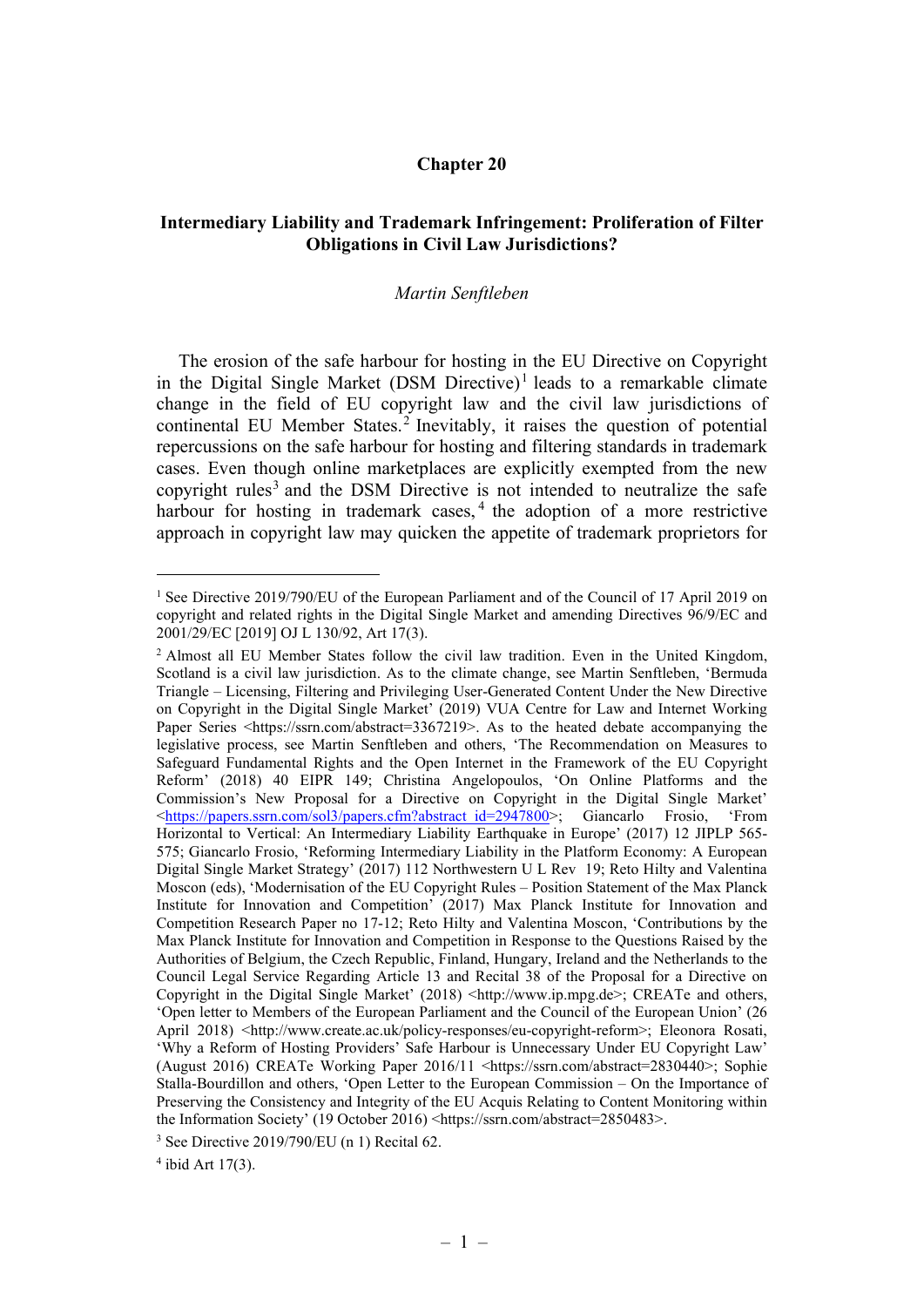# Chapter 20

## Intermediary Liability and Trademark Infringement: Proliferation of Filter Obligations in Civil Law Jurisdictions?

*Martin Senftleben*

The erosion of the safe harbour for hosting in the EU Directive on Copyright in the Digital Single Market (DSM Directive)[1] leads to a remarkable climate change in the field of EU copyright law and the civil law jurisdictions of continental EU Member States.[2] Inevitably, it raises the question of potential repercussions on the safe harbour for hosting and filtering standards in trademark cases. Even though online marketplaces are explicitly exempted from the new copyright rules[3] and the DSM Directive is not intended to neutralize the safe harbour for hosting in trademark cases,[4] the adoption of a more restrictive approach in copyright law may quicken the appetite of trademark proprietors for

---

[1] See Directive 2019/790/EU of the European Parliament and of the Council of 17 April 2019 on copyright and related rights in the Digital Single Market and amending Directives 96/9/EC and 2001/29/EC [2019] OJ L 130/92, Art 17(3).

[2] Almost all EU Member States follow the civil law tradition. Even in the United Kingdom, Scotland is a civil law jurisdiction. As to the climate change, see Martin Senftleben, 'Bermuda Triangle – Licensing, Filtering and Privileging User-Generated Content Under the New Directive on Copyright in the Digital Single Market' (2019) VUA Centre for Law and Internet Working Paper Series <https://ssrn.com/abstract=3367219>. As to the heated debate accompanying the legislative process, see Martin Senftleben and others, 'The Recommendation on Measures to Safeguard Fundamental Rights and the Open Internet in the Framework of the EU Copyright Reform' (2018) 40 EIPR 149; Christina Angelopoulos, 'On Online Platforms and the Commission's New Proposal for a Directive on Copyright in the Digital Single Market' <https://papers.ssrn.com/sol3/papers.cfm?abstract_id=2947800>; Giancarlo Frosio, 'From Horizontal to Vertical: An Intermediary Liability Earthquake in Europe' (2017) 12 JIPLP 565-575; Giancarlo Frosio, 'Reforming Intermediary Liability in the Platform Economy: A European Digital Single Market Strategy' (2017) 112 Northwestern U L Rev 19; Reto Hilty and Valentina Moscon (eds), 'Modernisation of the EU Copyright Rules – Position Statement of the Max Planck Institute for Innovation and Competition' (2017) Max Planck Institute for Innovation and Competition Research Paper no 17-12; Reto Hilty and Valentina Moscon, 'Contributions by the Max Planck Institute for Innovation and Competition in Response to the Questions Raised by the Authorities of Belgium, the Czech Republic, Finland, Hungary, Ireland and the Netherlands to the Council Legal Service Regarding Article 13 and Recital 38 of the Proposal for a Directive on Copyright in the Digital Single Market' (2018) <http://www.ip.mpg.de>; CREATe and others, 'Open letter to Members of the European Parliament and the Council of the European Union' (26 April 2018) <http://www.create.ac.uk/policy-responses/eu-copyright-reform>; Eleonora Rosati, 'Why a Reform of Hosting Providers' Safe Harbour is Unnecessary Under EU Copyright Law' (August 2016) CREATe Working Paper 2016/11 <https://ssrn.com/abstract=2830440>; Sophie Stalla-Bourdillon and others, 'Open Letter to the European Commission – On the Importance of Preserving the Consistency and Integrity of the EU Acquis Relating to Content Monitoring within the Information Society' (19 October 2016) <https://ssrn.com/abstract=2850483>.

[3] See Directive 2019/790/EU (n 1) Recital 62.

[4] ibid Art 17(3).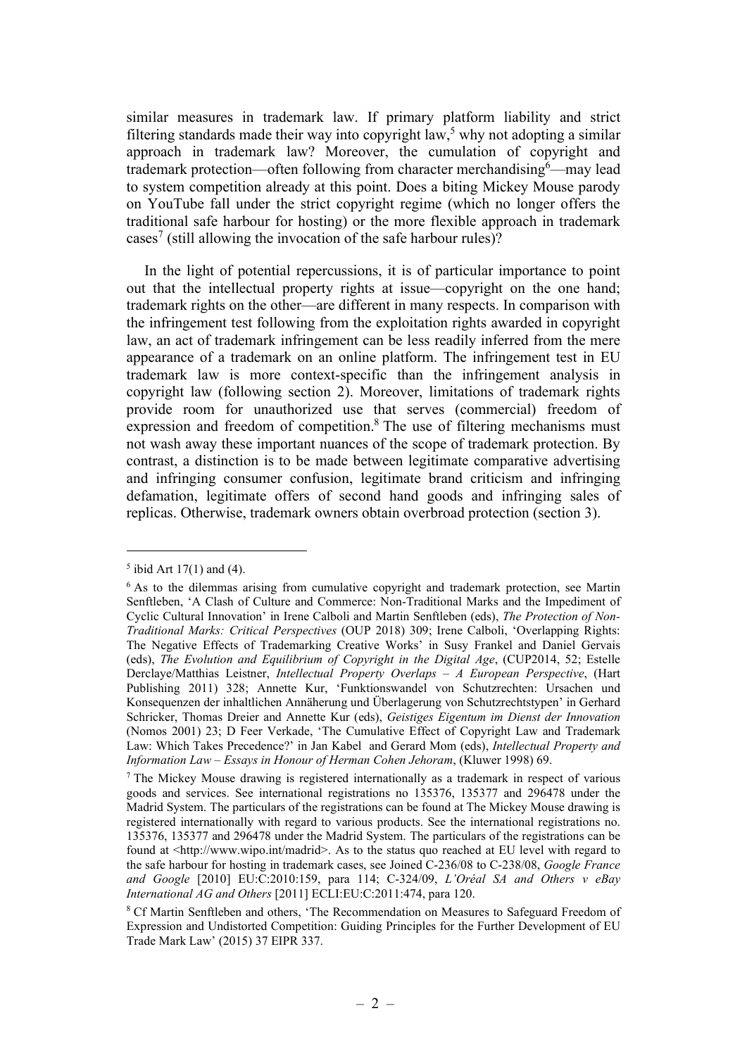similar measures in trademark law. If primary platform liability and strict filtering standards made their way into copyright law,[5] why not adopting a similar approach in trademark law? Moreover, the cumulation of copyright and trademark protection—often following from character merchandising[6]—may lead to system competition already at this point. Does a biting Mickey Mouse parody on YouTube fall under the strict copyright regime (which no longer offers the traditional safe harbour for hosting) or the more flexible approach in trademark cases[7] (still allowing the invocation of the safe harbour rules)?

In the light of potential repercussions, it is of particular importance to point out that the intellectual property rights at issue—copyright on the one hand; trademark rights on the other—are different in many respects. In comparison with the infringement test following from the exploitation rights awarded in copyright law, an act of trademark infringement can be less readily inferred from the mere appearance of a trademark on an online platform. The infringement test in EU trademark law is more context-specific than the infringement analysis in copyright law (following section 2). Moreover, limitations of trademark rights provide room for unauthorized use that serves (commercial) freedom of expression and freedom of competition.[8] The use of filtering mechanisms must not wash away these important nuances of the scope of trademark protection. By contrast, a distinction is to be made between legitimate comparative advertising and infringing consumer confusion, legitimate brand criticism and infringing defamation, legitimate offers of second hand goods and infringing sales of replicas. Otherwise, trademark owners obtain overbroad protection (section 3).

---

[5] ibid Art 17(1) and (4).

[6] As to the dilemmas arising from cumulative copyright and trademark protection, see Martin Senftleben, 'A Clash of Culture and Commerce: Non-Traditional Marks and the Impediment of Cyclic Cultural Innovation' in Irene Calboli and Martin Senftleben (eds), *The Protection of Non-Traditional Marks: Critical Perspectives* (OUP 2018) 309; Irene Calboli, 'Overlapping Rights: The Negative Effects of Trademarking Creative Works' in Susy Frankel and Daniel Gervais (eds), *The Evolution and Equilibrium of Copyright in the Digital Age*, (CUP2014, 52; Estelle Derclaye/Matthias Leistner, *Intellectual Property Overlaps – A European Perspective*, (Hart Publishing 2011) 328; Annette Kur, 'Funktionswandel von Schutzrechten: Ursachen und Konsequenzen der inhaltlichen Annäherung und Überlagerung von Schutzrechtstypen' in Gerhard Schricker, Thomas Dreier and Annette Kur (eds), *Geistiges Eigentum im Dienst der Innovation* (Nomos 2001) 23; D Feer Verkade, 'The Cumulative Effect of Copyright Law and Trademark Law: Which Takes Precedence?' in Jan Kabel and Gerard Mom (eds), *Intellectual Property and Information Law – Essays in Honour of Herman Cohen Jehoram*, (Kluwer 1998) 69.

[7] The Mickey Mouse drawing is registered internationally as a trademark in respect of various goods and services. See international registrations no 135376, 135377 and 296478 under the Madrid System. The particulars of the registrations can be found at The Mickey Mouse drawing is registered internationally with regard to various products. See the international registrations no. 135376, 135377 and 296478 under the Madrid System. The particulars of the registrations can be found at <http://www.wipo.int/madrid>. As to the status quo reached at EU level with regard to the safe harbour for hosting in trademark cases, see Joined C-236/08 to C-238/08, *Google France and Google* [2010] EU:C:2010:159, para 114; C-324/09, *L'Oréal SA and Others v eBay International AG and Others* [2011] ECLI:EU:C:2011:474, para 120.

[8] Cf Martin Senftleben and others, 'The Recommendation on Measures to Safeguard Freedom of Expression and Undistorted Competition: Guiding Principles for the Further Development of EU Trade Mark Law' (2015) 37 EIPR 337.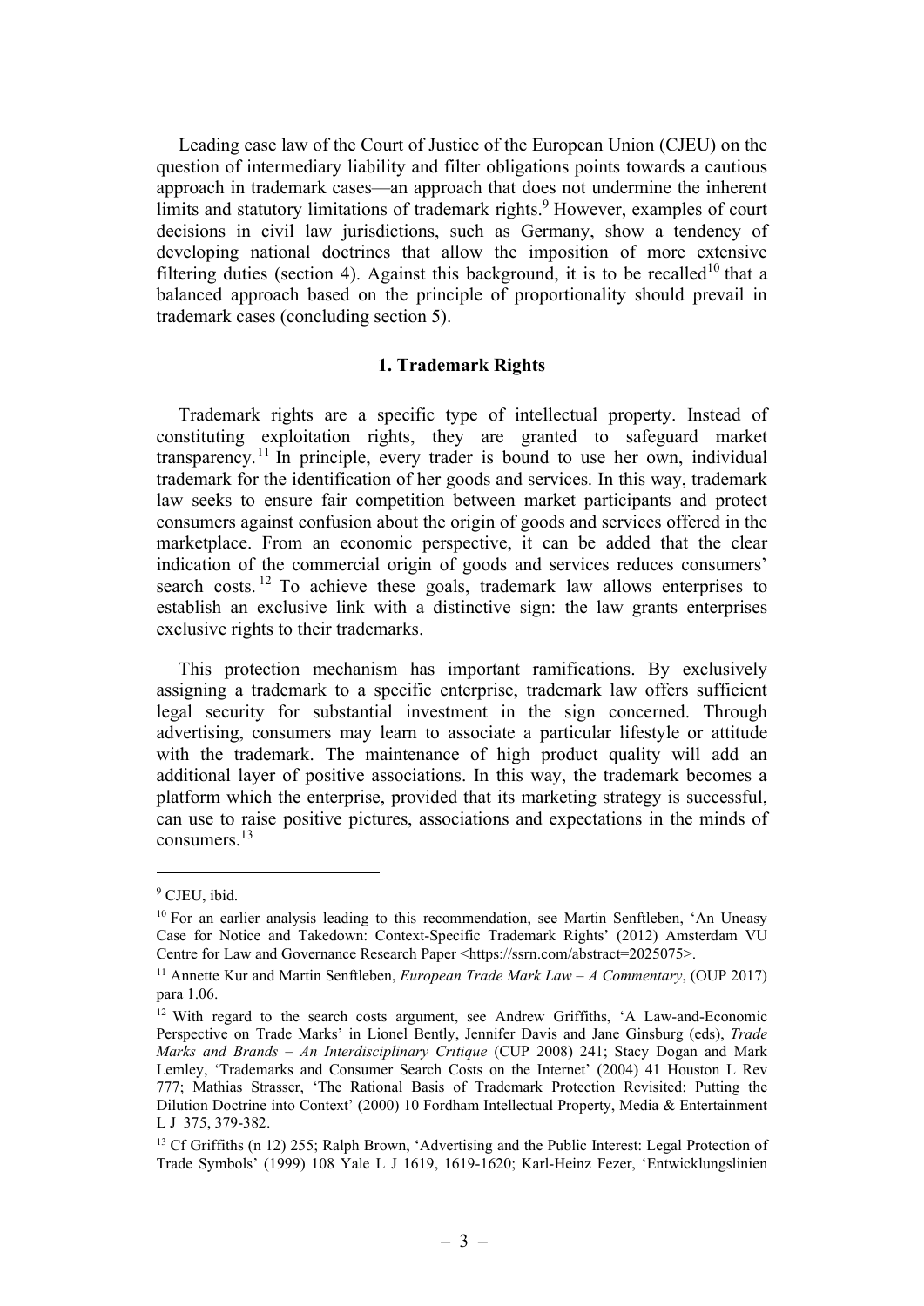Leading case law of the Court of Justice of the European Union (CJEU) on the question of intermediary liability and filter obligations points towards a cautious approach in trademark cases—an approach that does not undermine the inherent limits and statutory limitations of trademark rights.[9] However, examples of court decisions in civil law jurisdictions, such as Germany, show a tendency of developing national doctrines that allow the imposition of more extensive filtering duties (section 4). Against this background, it is to be recalled[10] that a balanced approach based on the principle of proportionality should prevail in trademark cases (concluding section 5).

## 1. Trademark Rights

Trademark rights are a specific type of intellectual property. Instead of constituting exploitation rights, they are granted to safeguard market transparency.[11] In principle, every trader is bound to use her own, individual trademark for the identification of her goods and services. In this way, trademark law seeks to ensure fair competition between market participants and protect consumers against confusion about the origin of goods and services offered in the marketplace. From an economic perspective, it can be added that the clear indication of the commercial origin of goods and services reduces consumers' search costs.[12] To achieve these goals, trademark law allows enterprises to establish an exclusive link with a distinctive sign: the law grants enterprises exclusive rights to their trademarks.

This protection mechanism has important ramifications. By exclusively assigning a trademark to a specific enterprise, trademark law offers sufficient legal security for substantial investment in the sign concerned. Through advertising, consumers may learn to associate a particular lifestyle or attitude with the trademark. The maintenance of high product quality will add an additional layer of positive associations. In this way, the trademark becomes a platform which the enterprise, provided that its marketing strategy is successful, can use to raise positive pictures, associations and expectations in the minds of consumers.[13]

---

[9] CJEU, ibid.

[10] For an earlier analysis leading to this recommendation, see Martin Senftleben, 'An Uneasy Case for Notice and Takedown: Context-Specific Trademark Rights' (2012) Amsterdam VU Centre for Law and Governance Research Paper <https://ssrn.com/abstract=2025075>.

[11] Annette Kur and Martin Senftleben, *European Trade Mark Law – A Commentary*, (OUP 2017) para 1.06.

[12] With regard to the search costs argument, see Andrew Griffiths, 'A Law-and-Economic Perspective on Trade Marks' in Lionel Bently, Jennifer Davis and Jane Ginsburg (eds), *Trade Marks and Brands – An Interdisciplinary Critique* (CUP 2008) 241; Stacy Dogan and Mark Lemley, 'Trademarks and Consumer Search Costs on the Internet' (2004) 41 Houston L Rev 777; Mathias Strasser, 'The Rational Basis of Trademark Protection Revisited: Putting the Dilution Doctrine into Context' (2000) 10 Fordham Intellectual Property, Media & Entertainment L J 375, 379-382.

[13] Cf Griffiths (n 12) 255; Ralph Brown, 'Advertising and the Public Interest: Legal Protection of Trade Symbols' (1999) 108 Yale L J 1619, 1619-1620; Karl-Heinz Fezer, 'Entwicklungslinien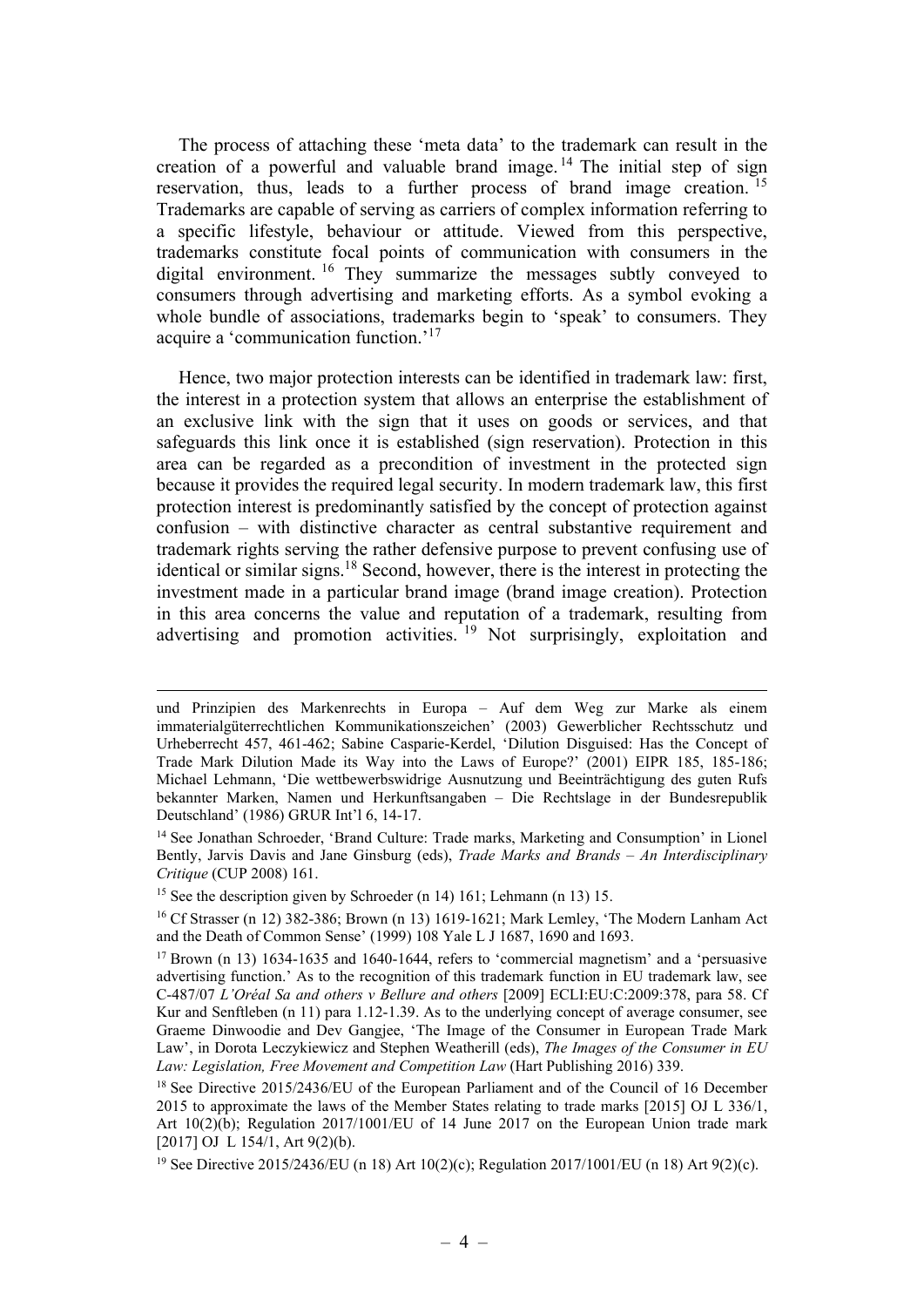The process of attaching these 'meta data' to the trademark can result in the creation of a powerful and valuable brand image.[14] The initial step of sign reservation, thus, leads to a further process of brand image creation.[15] Trademarks are capable of serving as carriers of complex information referring to a specific lifestyle, behaviour or attitude. Viewed from this perspective, trademarks constitute focal points of communication with consumers in the digital environment.[16] They summarize the messages subtly conveyed to consumers through advertising and marketing efforts. As a symbol evoking a whole bundle of associations, trademarks begin to 'speak' to consumers. They acquire a 'communication function.'[17]

Hence, two major protection interests can be identified in trademark law: first, the interest in a protection system that allows an enterprise the establishment of an exclusive link with the sign that it uses on goods or services, and that safeguards this link once it is established (sign reservation). Protection in this area can be regarded as a precondition of investment in the protected sign because it provides the required legal security. In modern trademark law, this first protection interest is predominantly satisfied by the concept of protection against confusion – with distinctive character as central substantive requirement and trademark rights serving the rather defensive purpose to prevent confusing use of identical or similar signs.[18] Second, however, there is the interest in protecting the investment made in a particular brand image (brand image creation). Protection in this area concerns the value and reputation of a trademark, resulting from advertising and promotion activities.[19] Not surprisingly, exploitation and

---

und Prinzipien des Markenrechts in Europa – Auf dem Weg zur Marke als einem immaterialgüterrechtlichen Kommunikationszeichen' (2003) Gewerblicher Rechtsschutz und Urheberrecht 457, 461-462; Sabine Casparie-Kerdel, 'Dilution Disguised: Has the Concept of Trade Mark Dilution Made its Way into the Laws of Europe?' (2001) EIPR 185, 185-186; Michael Lehmann, 'Die wettbewerbswidrige Ausnutzung und Beeinträchtigung des guten Rufs bekannter Marken, Namen und Herkunftsangaben – Die Rechtslage in der Bundesrepublik Deutschland' (1986) GRUR Int'l 6, 14-17.

[14] See Jonathan Schroeder, 'Brand Culture: Trade marks, Marketing and Consumption' in Lionel Bently, Jarvis Davis and Jane Ginsburg (eds), *Trade Marks and Brands – An Interdisciplinary Critique* (CUP 2008) 161.

[15] See the description given by Schroeder (n 14) 161; Lehmann (n 13) 15.

[16] Cf Strasser (n 12) 382-386; Brown (n 13) 1619-1621; Mark Lemley, 'The Modern Lanham Act and the Death of Common Sense' (1999) 108 Yale L J 1687, 1690 and 1693.

[17] Brown (n 13) 1634-1635 and 1640-1644, refers to 'commercial magnetism' and a 'persuasive advertising function.' As to the recognition of this trademark function in EU trademark law, see C-487/07 *L'Oréal Sa and others v Bellure and others* [2009] ECLI:EU:C:2009:378, para 58. Cf Kur and Senftleben (n 11) para 1.12-1.39. As to the underlying concept of average consumer, see Graeme Dinwoodie and Dev Gangjee, 'The Image of the Consumer in European Trade Mark Law', in Dorota Leczykiewicz and Stephen Weatherill (eds), *The Images of the Consumer in EU Law: Legislation, Free Movement and Competition Law* (Hart Publishing 2016) 339.

[18] See Directive 2015/2436/EU of the European Parliament and of the Council of 16 December 2015 to approximate the laws of the Member States relating to trade marks [2015] OJ L 336/1, Art 10(2)(b); Regulation 2017/1001/EU of 14 June 2017 on the European Union trade mark [2017] OJ L 154/1, Art 9(2)(b).

[19] See Directive 2015/2436/EU (n 18) Art 10(2)(c); Regulation 2017/1001/EU (n 18) Art 9(2)(c).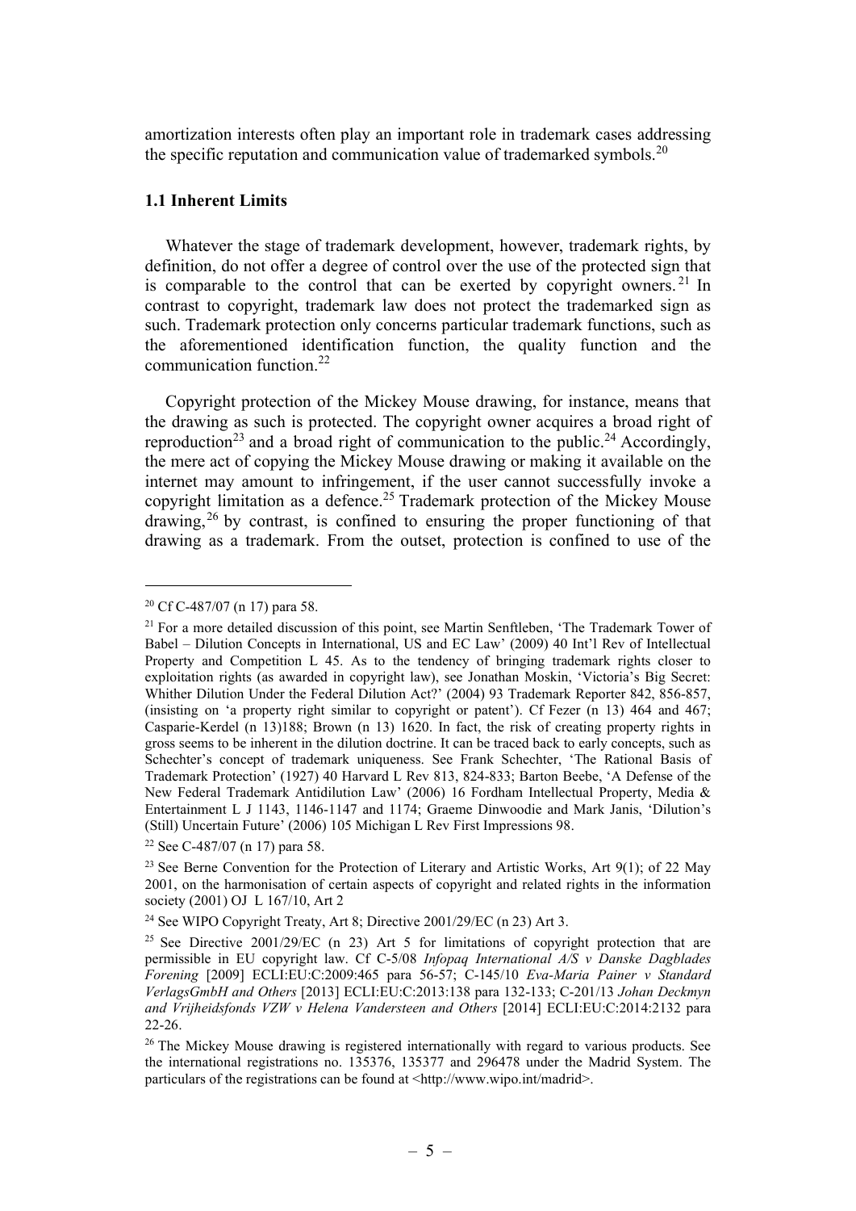amortization interests often play an important role in trademark cases addressing the specific reputation and communication value of trademarked symbols.[20]

### 1.1 Inherent Limits

Whatever the stage of trademark development, however, trademark rights, by definition, do not offer a degree of control over the use of the protected sign that is comparable to the control that can be exerted by copyright owners.[21] In contrast to copyright, trademark law does not protect the trademarked sign as such. Trademark protection only concerns particular trademark functions, such as the aforementioned identification function, the quality function and the communication function.[22]

Copyright protection of the Mickey Mouse drawing, for instance, means that the drawing as such is protected. The copyright owner acquires a broad right of reproduction[23] and a broad right of communication to the public.[24] Accordingly, the mere act of copying the Mickey Mouse drawing or making it available on the internet may amount to infringement, if the user cannot successfully invoke a copyright limitation as a defence.[25] Trademark protection of the Mickey Mouse drawing,[26] by contrast, is confined to ensuring the proper functioning of that drawing as a trademark. From the outset, protection is confined to use of the

---

[20] Cf C-487/07 (n 17) para 58.

[21] For a more detailed discussion of this point, see Martin Senftleben, 'The Trademark Tower of Babel – Dilution Concepts in International, US and EC Law' (2009) 40 Int'l Rev of Intellectual Property and Competition L 45. As to the tendency of bringing trademark rights closer to exploitation rights (as awarded in copyright law), see Jonathan Moskin, 'Victoria's Big Secret: Whither Dilution Under the Federal Dilution Act?' (2004) 93 Trademark Reporter 842, 856-857, (insisting on 'a property right similar to copyright or patent'). Cf Fezer (n 13) 464 and 467; Casparie-Kerdel (n 13)188; Brown (n 13) 1620. In fact, the risk of creating property rights in gross seems to be inherent in the dilution doctrine. It can be traced back to early concepts, such as Schechter's concept of trademark uniqueness. See Frank Schechter, 'The Rational Basis of Trademark Protection' (1927) 40 Harvard L Rev 813, 824-833; Barton Beebe, 'A Defense of the New Federal Trademark Antidilution Law' (2006) 16 Fordham Intellectual Property, Media & Entertainment L J 1143, 1146-1147 and 1174; Graeme Dinwoodie and Mark Janis, 'Dilution's (Still) Uncertain Future' (2006) 105 Michigan L Rev First Impressions 98.

[22] See C-487/07 (n 17) para 58.

[23] See Berne Convention for the Protection of Literary and Artistic Works, Art 9(1); of 22 May 2001, on the harmonisation of certain aspects of copyright and related rights in the information society (2001) OJ L 167/10, Art 2

[24] See WIPO Copyright Treaty, Art 8; Directive 2001/29/EC (n 23) Art 3.

[25] See Directive 2001/29/EC (n 23) Art 5 for limitations of copyright protection that are permissible in EU copyright law. Cf C-5/08 *Infopaq International A/S v Danske Dagblades Forening* [2009] ECLI:EU:C:2009:465 para 56-57; C-145/10 *Eva-Maria Painer v Standard VerlagsGmbH and Others* [2013] ECLI:EU:C:2013:138 para 132-133; C-201/13 *Johan Deckmyn and Vrijheidsfonds VZW v Helena Vandersteen and Others* [2014] ECLI:EU:C:2014:2132 para 22-26.

[26] The Mickey Mouse drawing is registered internationally with regard to various products. See the international registrations no. 135376, 135377 and 296478 under the Madrid System. The particulars of the registrations can be found at <http://www.wipo.int/madrid>.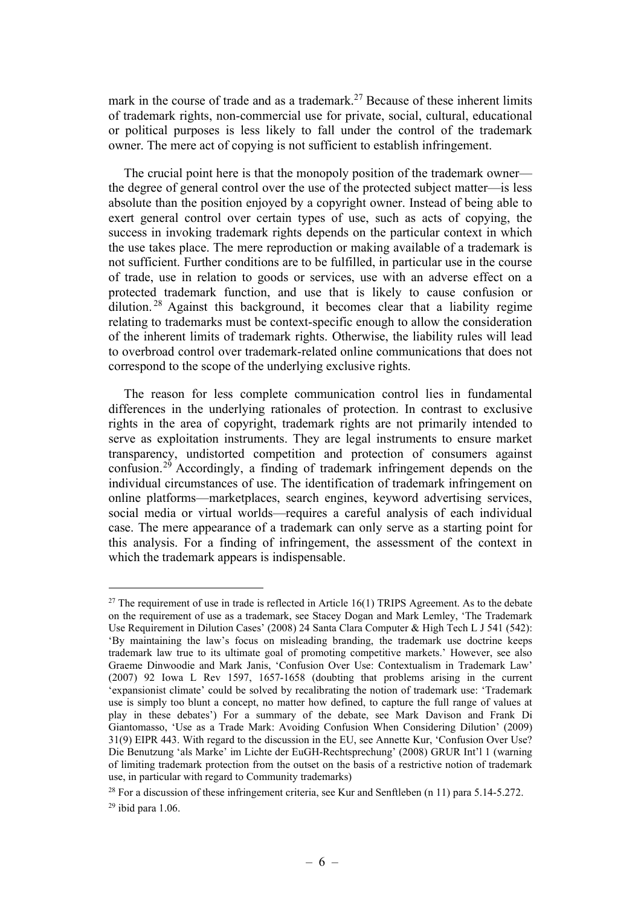mark in the course of trade and as a trademark.[27] Because of these inherent limits of trademark rights, non-commercial use for private, social, cultural, educational or political purposes is less likely to fall under the control of the trademark owner. The mere act of copying is not sufficient to establish infringement.

The crucial point here is that the monopoly position of the trademark owner—the degree of general control over the use of the protected subject matter—is less absolute than the position enjoyed by a copyright owner. Instead of being able to exert general control over certain types of use, such as acts of copying, the success in invoking trademark rights depends on the particular context in which the use takes place. The mere reproduction or making available of a trademark is not sufficient. Further conditions are to be fulfilled, in particular use in the course of trade, use in relation to goods or services, use with an adverse effect on a protected trademark function, and use that is likely to cause confusion or dilution.[28] Against this background, it becomes clear that a liability regime relating to trademarks must be context-specific enough to allow the consideration of the inherent limits of trademark rights. Otherwise, the liability rules will lead to overbroad control over trademark-related online communications that does not correspond to the scope of the underlying exclusive rights.

The reason for less complete communication control lies in fundamental differences in the underlying rationales of protection. In contrast to exclusive rights in the area of copyright, trademark rights are not primarily intended to serve as exploitation instruments. They are legal instruments to ensure market transparency, undistorted competition and protection of consumers against confusion.[29] Accordingly, a finding of trademark infringement depends on the individual circumstances of use. The identification of trademark infringement on online platforms—marketplaces, search engines, keyword advertising services, social media or virtual worlds—requires a careful analysis of each individual case. The mere appearance of a trademark can only serve as a starting point for this analysis. For a finding of infringement, the assessment of the context in which the trademark appears is indispensable.

---

[27] The requirement of use in trade is reflected in Article 16(1) TRIPS Agreement. As to the debate on the requirement of use as a trademark, see Stacey Dogan and Mark Lemley, 'The Trademark Use Requirement in Dilution Cases' (2008) 24 Santa Clara Computer & High Tech L J 541 (542): 'By maintaining the law's focus on misleading branding, the trademark use doctrine keeps trademark law true to its ultimate goal of promoting competitive markets.' However, see also Graeme Dinwoodie and Mark Janis, 'Confusion Over Use: Contextualism in Trademark Law' (2007) 92 Iowa L Rev 1597, 1657-1658 (doubting that problems arising in the current 'expansionist climate' could be solved by recalibrating the notion of trademark use: 'Trademark use is simply too blunt a concept, no matter how defined, to capture the full range of values at play in these debates') For a summary of the debate, see Mark Davison and Frank Di Giantomasso, 'Use as a Trade Mark: Avoiding Confusion When Considering Dilution' (2009) 31(9) EIPR 443. With regard to the discussion in the EU, see Annette Kur, 'Confusion Over Use? Die Benutzung 'als Marke' im Lichte der EuGH-Rechtsprechung' (2008) GRUR Int'l 1 (warning of limiting trademark protection from the outset on the basis of a restrictive notion of trademark use, in particular with regard to Community trademarks)

[28] For a discussion of these infringement criteria, see Kur and Senftleben (n 11) para 5.14-5.272.

[29] ibid para 1.06.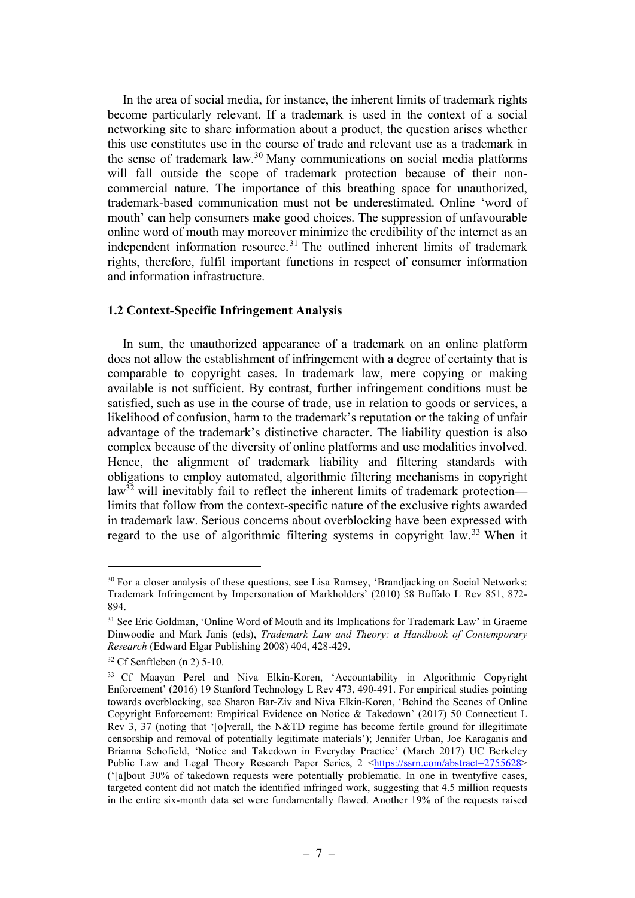In the area of social media, for instance, the inherent limits of trademark rights become particularly relevant. If a trademark is used in the context of a social networking site to share information about a product, the question arises whether this use constitutes use in the course of trade and relevant use as a trademark in the sense of trademark law.[30] Many communications on social media platforms will fall outside the scope of trademark protection because of their non-commercial nature. The importance of this breathing space for unauthorized, trademark-based communication must not be underestimated. Online 'word of mouth' can help consumers make good choices. The suppression of unfavourable online word of mouth may moreover minimize the credibility of the internet as an independent information resource.[31] The outlined inherent limits of trademark rights, therefore, fulfil important functions in respect of consumer information and information infrastructure.

### 1.2 Context-Specific Infringement Analysis

In sum, the unauthorized appearance of a trademark on an online platform does not allow the establishment of infringement with a degree of certainty that is comparable to copyright cases. In trademark law, mere copying or making available is not sufficient. By contrast, further infringement conditions must be satisfied, such as use in the course of trade, use in relation to goods or services, a likelihood of confusion, harm to the trademark's reputation or the taking of unfair advantage of the trademark's distinctive character. The liability question is also complex because of the diversity of online platforms and use modalities involved. Hence, the alignment of trademark liability and filtering standards with obligations to employ automated, algorithmic filtering mechanisms in copyright law[32] will inevitably fail to reflect the inherent limits of trademark protection—limits that follow from the context-specific nature of the exclusive rights awarded in trademark law. Serious concerns about overblocking have been expressed with regard to the use of algorithmic filtering systems in copyright law.[33] When it

---

[30] For a closer analysis of these questions, see Lisa Ramsey, 'Brandjacking on Social Networks: Trademark Infringement by Impersonation of Markholders' (2010) 58 Buffalo L Rev 851, 872-894.

[31] See Eric Goldman, 'Online Word of Mouth and its Implications for Trademark Law' in Graeme Dinwoodie and Mark Janis (eds), *Trademark Law and Theory: a Handbook of Contemporary Research* (Edward Elgar Publishing 2008) 404, 428-429.

[32] Cf Senftleben (n 2) 5-10.

[33] Cf Maayan Perel and Niva Elkin-Koren, 'Accountability in Algorithmic Copyright Enforcement' (2016) 19 Stanford Technology L Rev 473, 490-491. For empirical studies pointing towards overblocking, see Sharon Bar-Ziv and Niva Elkin-Koren, 'Behind the Scenes of Online Copyright Enforcement: Empirical Evidence on Notice & Takedown' (2017) 50 Connecticut L Rev 3, 37 (noting that '[o]verall, the N&TD regime has become fertile ground for illegitimate censorship and removal of potentially legitimate materials'); Jennifer Urban, Joe Karaganis and Brianna Schofield, 'Notice and Takedown in Everyday Practice' (March 2017) UC Berkeley Public Law and Legal Theory Research Paper Series, 2 <https://ssrn.com/abstract=2755628> ('[a]bout 30% of takedown requests were potentially problematic. In one in twentyfive cases, targeted content did not match the identified infringed work, suggesting that 4.5 million requests in the entire six-month data set were fundamentally flawed. Another 19% of the requests raised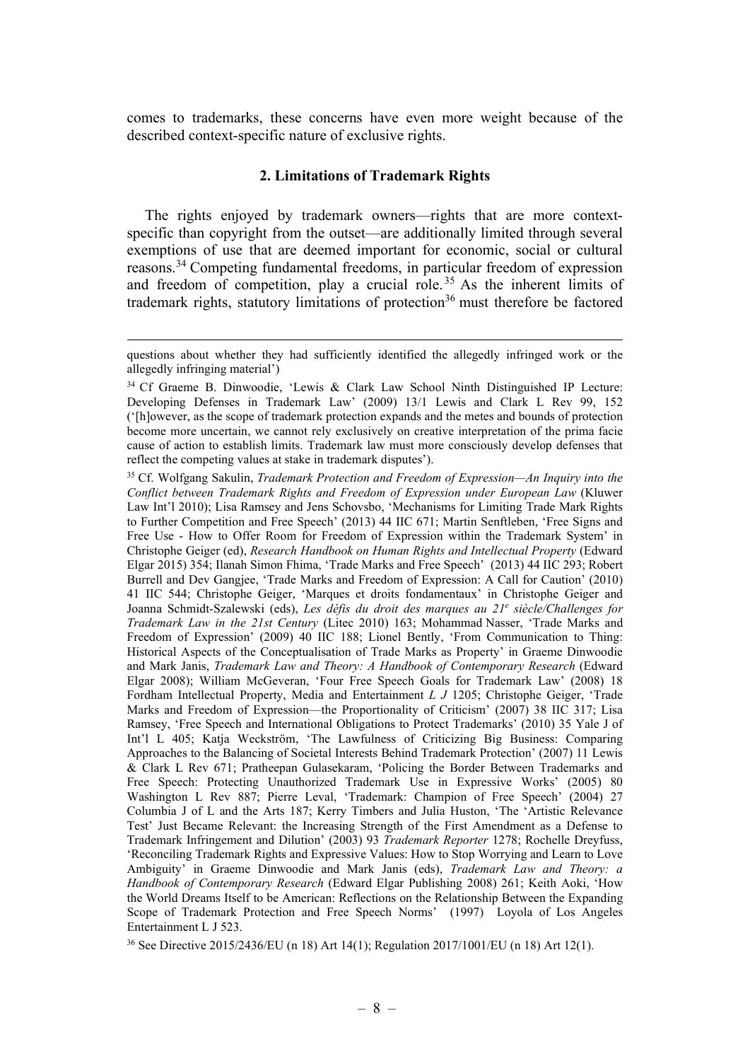comes to trademarks, these concerns have even more weight because of the described context-specific nature of exclusive rights.

### 2. Limitations of Trademark Rights

The rights enjoyed by trademark owners—rights that are more context-specific than copyright from the outset—are additionally limited through several exemptions of use that are deemed important for economic, social or cultural reasons.[34] Competing fundamental freedoms, in particular freedom of expression and freedom of competition, play a crucial role.[35] As the inherent limits of trademark rights, statutory limitations of protection[36] must therefore be factored

---

questions about whether they had sufficiently identified the allegedly infringed work or the allegedly infringing material')

[34] Cf Graeme B. Dinwoodie, 'Lewis & Clark Law School Ninth Distinguished IP Lecture: Developing Defenses in Trademark Law' (2009) 13/1 Lewis and Clark L Rev 99, 152 ('[h]owever, as the scope of trademark protection expands and the metes and bounds of protection become more uncertain, we cannot rely exclusively on creative interpretation of the prima facie cause of action to establish limits. Trademark law must more consciously develop defenses that reflect the competing values at stake in trademark disputes').

[35] Cf. Wolfgang Sakulin, *Trademark Protection and Freedom of Expression—An Inquiry into the Conflict between Trademark Rights and Freedom of Expression under European Law* (Kluwer Law Int'l 2010); Lisa Ramsey and Jens Schovsbo, 'Mechanisms for Limiting Trade Mark Rights to Further Competition and Free Speech' (2013) 44 IIC 671; Martin Senftleben, 'Free Signs and Free Use - How to Offer Room for Freedom of Expression within the Trademark System' in Christophe Geiger (ed), *Research Handbook on Human Rights and Intellectual Property* (Edward Elgar 2015) 354; Ilanah Simon Fhima, 'Trade Marks and Free Speech' (2013) 44 IIC 293; Robert Burrell and Dev Gangjee, 'Trade Marks and Freedom of Expression: A Call for Caution' (2010) 41 IIC 544; Christophe Geiger, 'Marques et droits fondamentaux' in Christophe Geiger and Joanna Schmidt-Szalewski (eds), *Les défis du droit des marques au 21e siècle/Challenges for Trademark Law in the 21st Century* (Litec 2010) 163; Mohammad Nasser, 'Trade Marks and Freedom of Expression' (2009) 40 IIC 188; Lionel Bently, 'From Communication to Thing: Historical Aspects of the Conceptualisation of Trade Marks as Property' in Graeme Dinwoodie and Mark Janis, *Trademark Law and Theory: A Handbook of Contemporary Research* (Edward Elgar 2008); William McGeveran, 'Four Free Speech Goals for Trademark Law' (2008) 18 Fordham Intellectual Property, Media and Entertainment *L J* 1205; Christophe Geiger, 'Trade Marks and Freedom of Expression—the Proportionality of Criticism' (2007) 38 IIC 317; Lisa Ramsey, 'Free Speech and International Obligations to Protect Trademarks' (2010) 35 Yale J of Int'l L 405; Katja Weckström, 'The Lawfulness of Criticizing Big Business: Comparing Approaches to the Balancing of Societal Interests Behind Trademark Protection' (2007) 11 Lewis & Clark L Rev 671; Pratheepan Gulasekaram, 'Policing the Border Between Trademarks and Free Speech: Protecting Unauthorized Trademark Use in Expressive Works' (2005) 80 Washington L Rev 887; Pierre Leval, 'Trademark: Champion of Free Speech' (2004) 27 Columbia J of L and the Arts 187; Kerry Timbers and Julia Huston, 'The 'Artistic Relevance Test' Just Became Relevant: the Increasing Strength of the First Amendment as a Defense to Trademark Infringement and Dilution' (2003) 93 *Trademark Reporter* 1278; Rochelle Dreyfuss, 'Reconciling Trademark Rights and Expressive Values: How to Stop Worrying and Learn to Love Ambiguity' in Graeme Dinwoodie and Mark Janis (eds), *Trademark Law and Theory: a Handbook of Contemporary Research* (Edward Elgar Publishing 2008) 261; Keith Aoki, 'How the World Dreams Itself to be American: Reflections on the Relationship Between the Expanding Scope of Trademark Protection and Free Speech Norms' (1997) Loyola of Los Angeles Entertainment L J 523.

[36] See Directive 2015/2436/EU (n 18) Art 14(1); Regulation 2017/1001/EU (n 18) Art 12(1).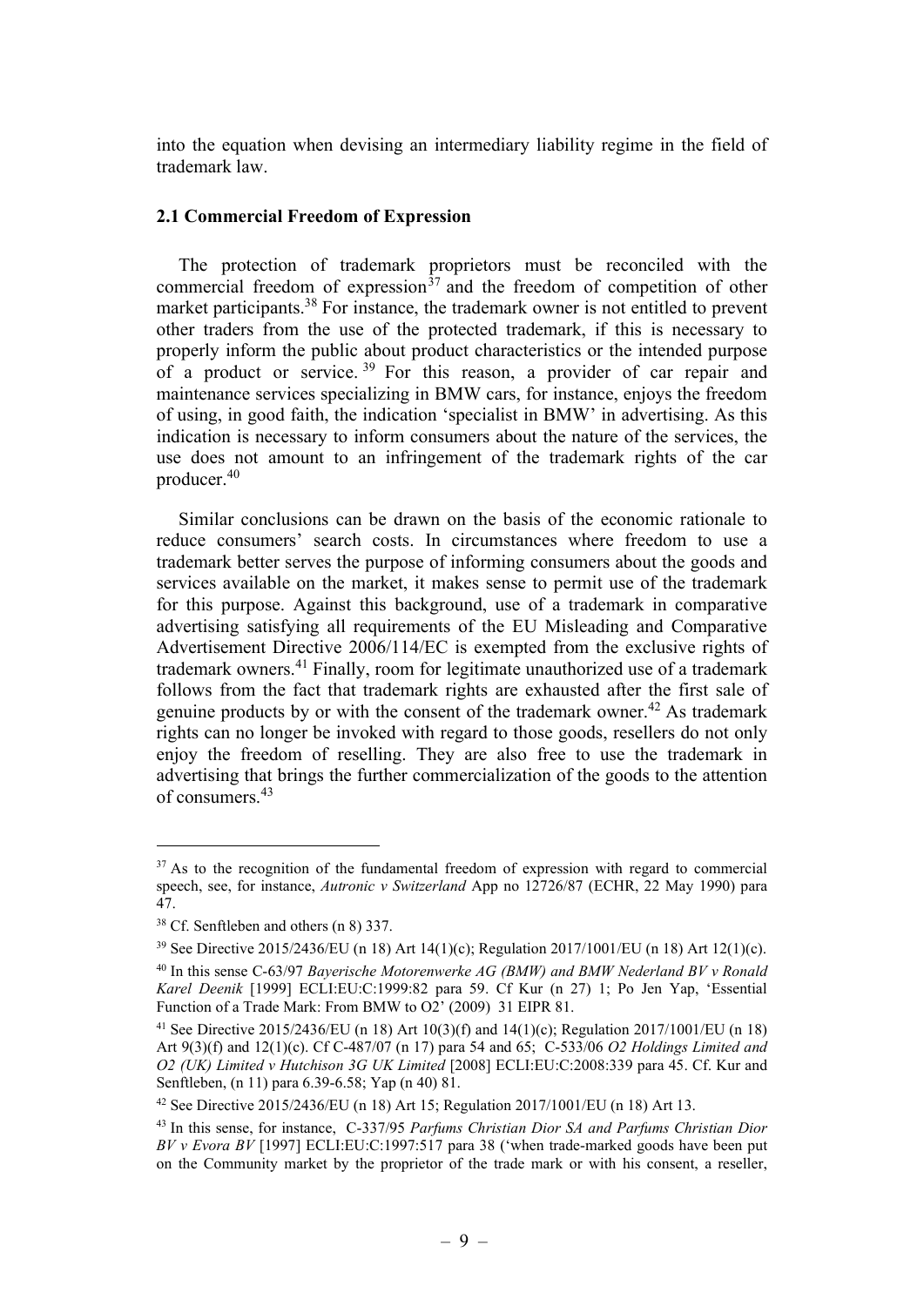into the equation when devising an intermediary liability regime in the field of trademark law.

### 2.1 Commercial Freedom of Expression

The protection of trademark proprietors must be reconciled with the commercial freedom of expression[37] and the freedom of competition of other market participants.[38] For instance, the trademark owner is not entitled to prevent other traders from the use of the protected trademark, if this is necessary to properly inform the public about product characteristics or the intended purpose of a product or service.[39] For this reason, a provider of car repair and maintenance services specializing in BMW cars, for instance, enjoys the freedom of using, in good faith, the indication 'specialist in BMW' in advertising. As this indication is necessary to inform consumers about the nature of the services, the use does not amount to an infringement of the trademark rights of the car producer.[40]

Similar conclusions can be drawn on the basis of the economic rationale to reduce consumers' search costs. In circumstances where freedom to use a trademark better serves the purpose of informing consumers about the goods and services available on the market, it makes sense to permit use of the trademark for this purpose. Against this background, use of a trademark in comparative advertising satisfying all requirements of the EU Misleading and Comparative Advertisement Directive 2006/114/EC is exempted from the exclusive rights of trademark owners.[41] Finally, room for legitimate unauthorized use of a trademark follows from the fact that trademark rights are exhausted after the first sale of genuine products by or with the consent of the trademark owner.[42] As trademark rights can no longer be invoked with regard to those goods, resellers do not only enjoy the freedom of reselling. They are also free to use the trademark in advertising that brings the further commercialization of the goods to the attention of consumers.[43]

---

[37] As to the recognition of the fundamental freedom of expression with regard to commercial speech, see, for instance, *Autronic v Switzerland* App no 12726/87 (ECHR, 22 May 1990) para 47.

[38] Cf. Senftleben and others (n 8) 337.

[39] See Directive 2015/2436/EU (n 18) Art 14(1)(c); Regulation 2017/1001/EU (n 18) Art 12(1)(c).

[40] In this sense C-63/97 *Bayerische Motorenwerke AG (BMW) and BMW Nederland BV v Ronald Karel Deenik* [1999] ECLI:EU:C:1999:82 para 59. Cf Kur (n 27) 1; Po Jen Yap, 'Essential Function of a Trade Mark: From BMW to O2' (2009) 31 EIPR 81.

[41] See Directive 2015/2436/EU (n 18) Art 10(3)(f) and 14(1)(c); Regulation 2017/1001/EU (n 18) Art 9(3)(f) and 12(1)(c). Cf C-487/07 (n 17) para 54 and 65; C-533/06 *O2 Holdings Limited and O2 (UK) Limited v Hutchison 3G UK Limited* [2008] ECLI:EU:C:2008:339 para 45. Cf. Kur and Senftleben, (n 11) para 6.39-6.58; Yap (n 40) 81.

[42] See Directive 2015/2436/EU (n 18) Art 15; Regulation 2017/1001/EU (n 18) Art 13.

[43] In this sense, for instance, C-337/95 *Parfums Christian Dior SA and Parfums Christian Dior BV v Evora BV* [1997] ECLI:EU:C:1997:517 para 38 ('when trade-marked goods have been put on the Community market by the proprietor of the trade mark or with his consent, a reseller,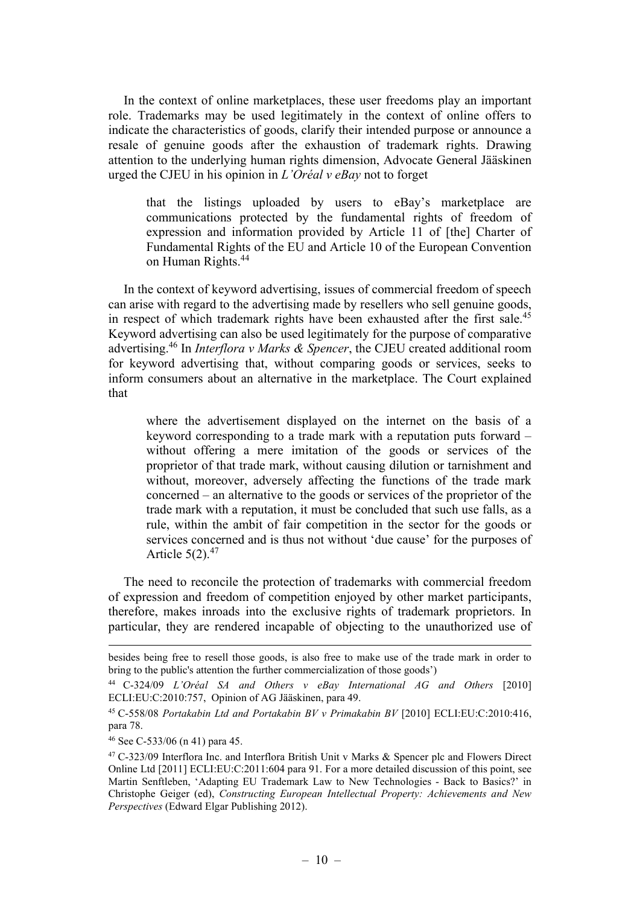In the context of online marketplaces, these user freedoms play an important role. Trademarks may be used legitimately in the context of online offers to indicate the characteristics of goods, clarify their intended purpose or announce a resale of genuine goods after the exhaustion of trademark rights. Drawing attention to the underlying human rights dimension, Advocate General Jääskinen urged the CJEU in his opinion in *L'Oréal v eBay* not to forget

> that the listings uploaded by users to eBay's marketplace are communications protected by the fundamental rights of freedom of expression and information provided by Article 11 of [the] Charter of Fundamental Rights of the EU and Article 10 of the European Convention on Human Rights.[44]

In the context of keyword advertising, issues of commercial freedom of speech can arise with regard to the advertising made by resellers who sell genuine goods, in respect of which trademark rights have been exhausted after the first sale.[45] Keyword advertising can also be used legitimately for the purpose of comparative advertising.[46] In *Interflora v Marks & Spencer*, the CJEU created additional room for keyword advertising that, without comparing goods or services, seeks to inform consumers about an alternative in the marketplace. The Court explained that

> where the advertisement displayed on the internet on the basis of a keyword corresponding to a trade mark with a reputation puts forward – without offering a mere imitation of the goods or services of the proprietor of that trade mark, without causing dilution or tarnishment and without, moreover, adversely affecting the functions of the trade mark concerned – an alternative to the goods or services of the proprietor of the trade mark with a reputation, it must be concluded that such use falls, as a rule, within the ambit of fair competition in the sector for the goods or services concerned and is thus not without 'due cause' for the purposes of Article 5(2).[47]

The need to reconcile the protection of trademarks with commercial freedom of expression and freedom of competition enjoyed by other market participants, therefore, makes inroads into the exclusive rights of trademark proprietors. In particular, they are rendered incapable of objecting to the unauthorized use of

---

besides being free to resell those goods, is also free to make use of the trade mark in order to bring to the public's attention the further commercialization of those goods')

[44] C-324/09 *L'Oréal SA and Others v eBay International AG and Others* [2010] ECLI:EU:C:2010:757, Opinion of AG Jääskinen, para 49.

[45] C-558/08 *Portakabin Ltd and Portakabin BV v Primakabin BV* [2010] ECLI:EU:C:2010:416, para 78.

[46] See C-533/06 (n 41) para 45.

[47] C-323/09 Interflora Inc. and Interflora British Unit v Marks & Spencer plc and Flowers Direct Online Ltd [2011] ECLI:EU:C:2011:604 para 91. For a more detailed discussion of this point, see Martin Senftleben, 'Adapting EU Trademark Law to New Technologies - Back to Basics?' in Christophe Geiger (ed), *Constructing European Intellectual Property: Achievements and New Perspectives* (Edward Elgar Publishing 2012).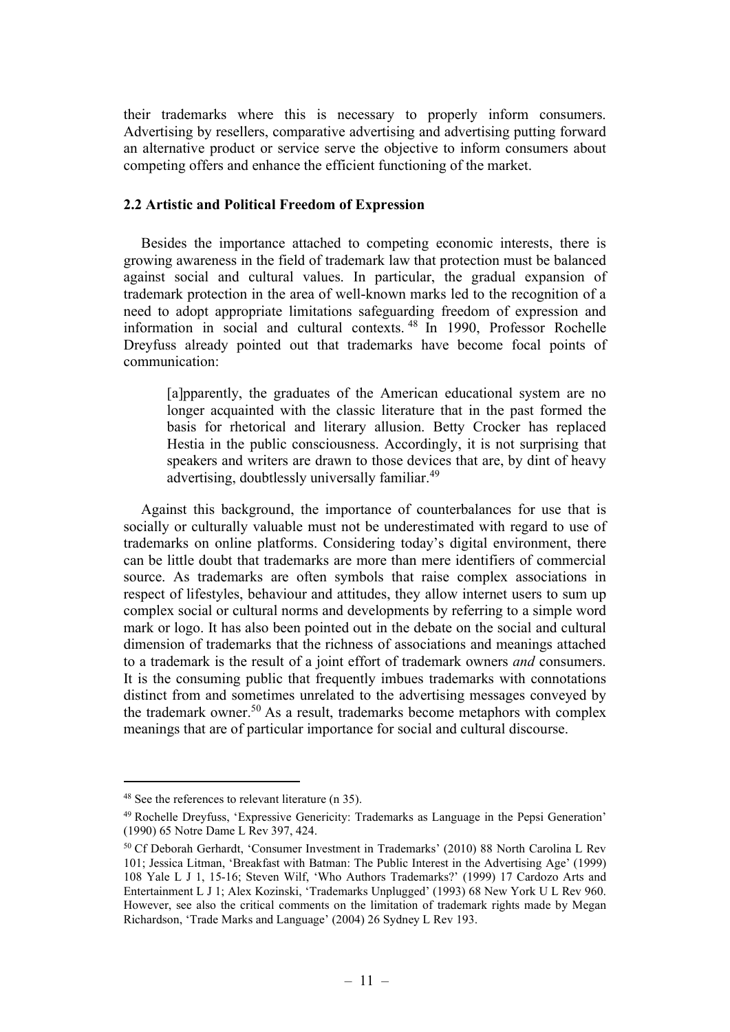their trademarks where this is necessary to properly inform consumers. Advertising by resellers, comparative advertising and advertising putting forward an alternative product or service serve the objective to inform consumers about competing offers and enhance the efficient functioning of the market.

### 2.2 Artistic and Political Freedom of Expression

Besides the importance attached to competing economic interests, there is growing awareness in the field of trademark law that protection must be balanced against social and cultural values. In particular, the gradual expansion of trademark protection in the area of well-known marks led to the recognition of a need to adopt appropriate limitations safeguarding freedom of expression and information in social and cultural contexts.[48] In 1990, Professor Rochelle Dreyfuss already pointed out that trademarks have become focal points of communication:

> [a]pparently, the graduates of the American educational system are no longer acquainted with the classic literature that in the past formed the basis for rhetorical and literary allusion. Betty Crocker has replaced Hestia in the public consciousness. Accordingly, it is not surprising that speakers and writers are drawn to those devices that are, by dint of heavy advertising, doubtlessly universally familiar.[49]

Against this background, the importance of counterbalances for use that is socially or culturally valuable must not be underestimated with regard to use of trademarks on online platforms. Considering today's digital environment, there can be little doubt that trademarks are more than mere identifiers of commercial source. As trademarks are often symbols that raise complex associations in respect of lifestyles, behaviour and attitudes, they allow internet users to sum up complex social or cultural norms and developments by referring to a simple word mark or logo. It has also been pointed out in the debate on the social and cultural dimension of trademarks that the richness of associations and meanings attached to a trademark is the result of a joint effort of trademark owners *and* consumers. It is the consuming public that frequently imbues trademarks with connotations distinct from and sometimes unrelated to the advertising messages conveyed by the trademark owner.[50] As a result, trademarks become metaphors with complex meanings that are of particular importance for social and cultural discourse.

---

[48] See the references to relevant literature (n 35).

[49] Rochelle Dreyfuss, 'Expressive Genericity: Trademarks as Language in the Pepsi Generation' (1990) 65 Notre Dame L Rev 397, 424.

[50] Cf Deborah Gerhardt, 'Consumer Investment in Trademarks' (2010) 88 North Carolina L Rev 101; Jessica Litman, 'Breakfast with Batman: The Public Interest in the Advertising Age' (1999) 108 Yale L J 1, 15-16; Steven Wilf, 'Who Authors Trademarks?' (1999) 17 Cardozo Arts and Entertainment L J 1; Alex Kozinski, 'Trademarks Unplugged' (1993) 68 New York U L Rev 960. However, see also the critical comments on the limitation of trademark rights made by Megan Richardson, 'Trade Marks and Language' (2004) 26 Sydney L Rev 193.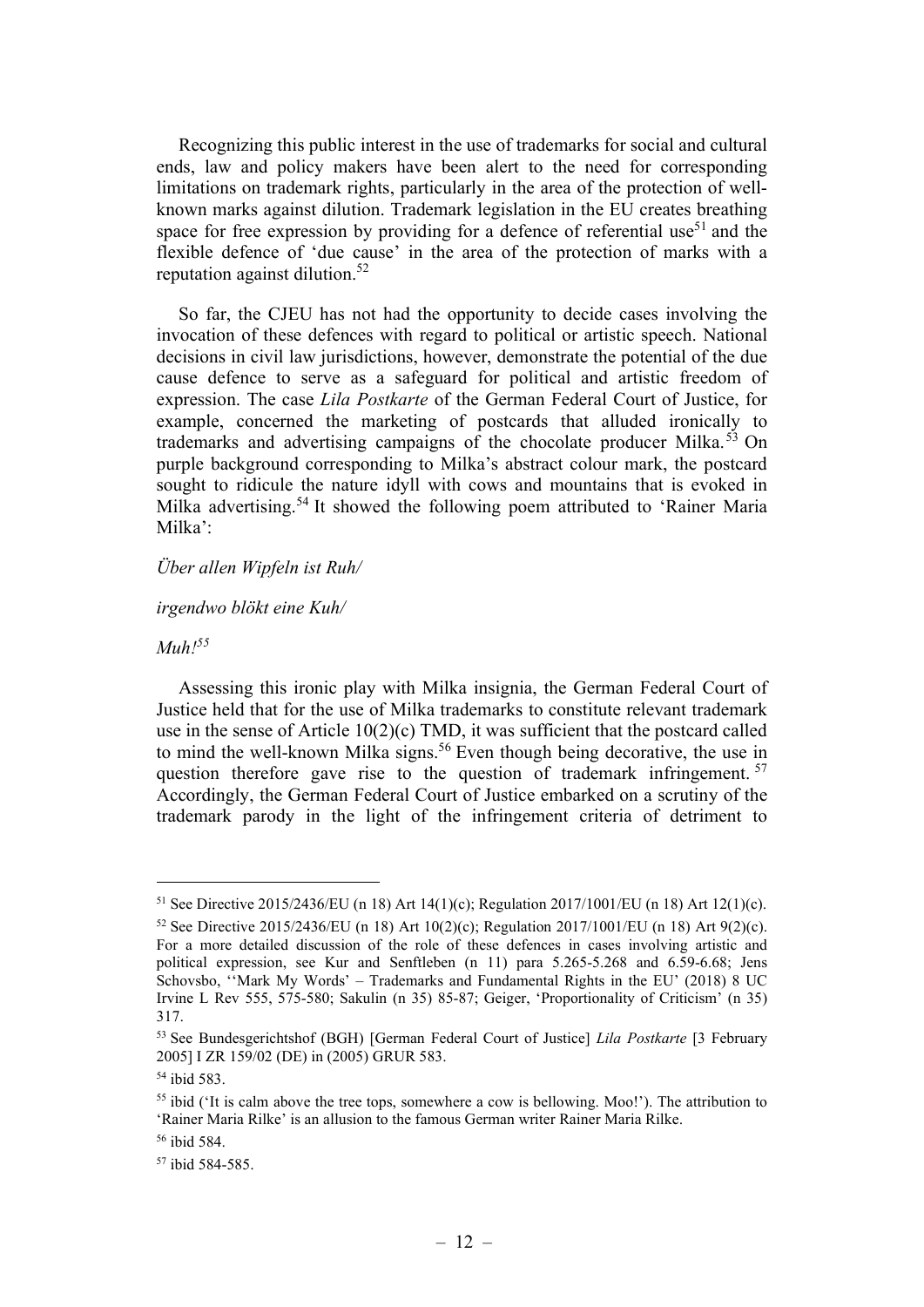Recognizing this public interest in the use of trademarks for social and cultural ends, law and policy makers have been alert to the need for corresponding limitations on trademark rights, particularly in the area of the protection of well-known marks against dilution. Trademark legislation in the EU creates breathing space for free expression by providing for a defence of referential use[51] and the flexible defence of 'due cause' in the area of the protection of marks with a reputation against dilution.[52]

So far, the CJEU has not had the opportunity to decide cases involving the invocation of these defences with regard to political or artistic speech. National decisions in civil law jurisdictions, however, demonstrate the potential of the due cause defence to serve as a safeguard for political and artistic freedom of expression. The case *Lila Postkarte* of the German Federal Court of Justice, for example, concerned the marketing of postcards that alluded ironically to trademarks and advertising campaigns of the chocolate producer Milka.[53] On purple background corresponding to Milka's abstract colour mark, the postcard sought to ridicule the nature idyll with cows and mountains that is evoked in Milka advertising.[54] It showed the following poem attributed to 'Rainer Maria Milka':

*Über allen Wipfeln ist Ruh/*

*irgendwo blökt eine Kuh/*

*Muh!*[55]

Assessing this ironic play with Milka insignia, the German Federal Court of Justice held that for the use of Milka trademarks to constitute relevant trademark use in the sense of Article 10(2)(c) TMD, it was sufficient that the postcard called to mind the well-known Milka signs.[56] Even though being decorative, the use in question therefore gave rise to the question of trademark infringement.[57] Accordingly, the German Federal Court of Justice embarked on a scrutiny of the trademark parody in the light of the infringement criteria of detriment to

---

[51] See Directive 2015/2436/EU (n 18) Art 14(1)(c); Regulation 2017/1001/EU (n 18) Art 12(1)(c).

[52] See Directive 2015/2436/EU (n 18) Art 10(2)(c); Regulation 2017/1001/EU (n 18) Art 9(2)(c). For a more detailed discussion of the role of these defences in cases involving artistic and political expression, see Kur and Senftleben (n 11) para 5.265-5.268 and 6.59-6.68; Jens Schovsbo, ''Mark My Words' – Trademarks and Fundamental Rights in the EU' (2018) 8 UC Irvine L Rev 555, 575-580; Sakulin (n 35) 85-87; Geiger, 'Proportionality of Criticism' (n 35) 317.

[53] See Bundesgerichtshof (BGH) [German Federal Court of Justice] *Lila Postkarte* [3 February 2005] I ZR 159/02 (DE) in (2005) GRUR 583.

[54] ibid 583.

[55] ibid ('It is calm above the tree tops, somewhere a cow is bellowing. Moo!'). The attribution to 'Rainer Maria Rilke' is an allusion to the famous German writer Rainer Maria Rilke.

[56] ibid 584.

[57] ibid 584-585.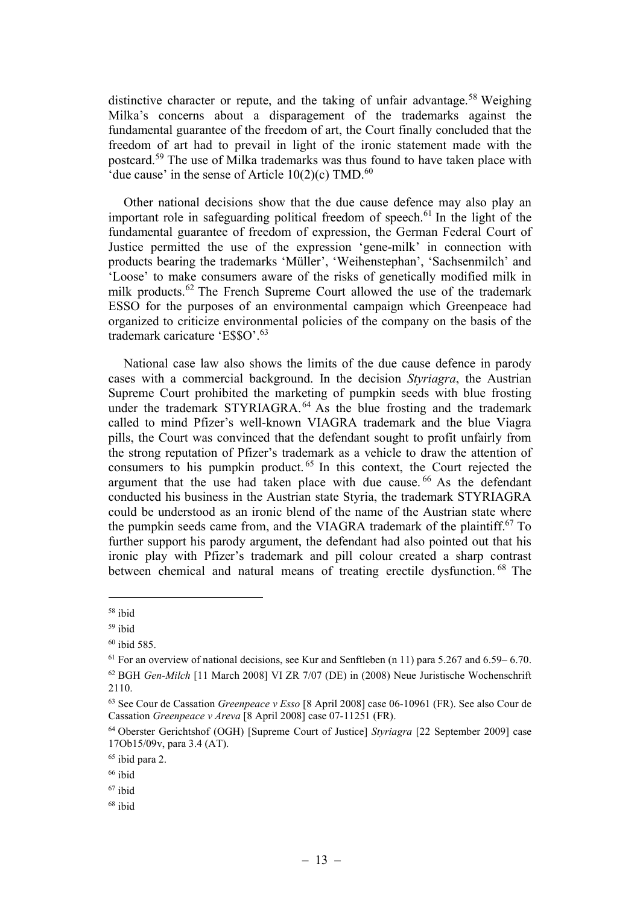distinctive character or repute, and the taking of unfair advantage.[58] Weighing Milka's concerns about a disparagement of the trademarks against the fundamental guarantee of the freedom of art, the Court finally concluded that the freedom of art had to prevail in light of the ironic statement made with the postcard.[59] The use of Milka trademarks was thus found to have taken place with 'due cause' in the sense of Article 10(2)(c) TMD.[60]

Other national decisions show that the due cause defence may also play an important role in safeguarding political freedom of speech.[61] In the light of the fundamental guarantee of freedom of expression, the German Federal Court of Justice permitted the use of the expression 'gene-milk' in connection with products bearing the trademarks 'Müller', 'Weihenstephan', 'Sachsenmilch' and 'Loose' to make consumers aware of the risks of genetically modified milk in milk products.[62] The French Supreme Court allowed the use of the trademark ESSO for the purposes of an environmental campaign which Greenpeace had organized to criticize environmental policies of the company on the basis of the trademark caricature 'E$$O'.[63]

National case law also shows the limits of the due cause defence in parody cases with a commercial background. In the decision *Styriagra*, the Austrian Supreme Court prohibited the marketing of pumpkin seeds with blue frosting under the trademark STYRIAGRA.[64] As the blue frosting and the trademark called to mind Pfizer's well-known VIAGRA trademark and the blue Viagra pills, the Court was convinced that the defendant sought to profit unfairly from the strong reputation of Pfizer's trademark as a vehicle to draw the attention of consumers to his pumpkin product.[65] In this context, the Court rejected the argument that the use had taken place with due cause.[66] As the defendant conducted his business in the Austrian state Styria, the trademark STYRIAGRA could be understood as an ironic blend of the name of the Austrian state where the pumpkin seeds came from, and the VIAGRA trademark of the plaintiff.[67] To further support his parody argument, the defendant had also pointed out that his ironic play with Pfizer's trademark and pill colour created a sharp contrast between chemical and natural means of treating erectile dysfunction.[68] The

---

[58] ibid

[59] ibid

[60] ibid 585.

[61] For an overview of national decisions, see Kur and Senftleben (n 11) para 5.267 and 6.59– 6.70.

[62] BGH *Gen-Milch* [11 March 2008] VI ZR 7/07 (DE) in (2008) Neue Juristische Wochenschrift 2110.

[63] See Cour de Cassation *Greenpeace v Esso* [8 April 2008] case 06-10961 (FR). See also Cour de Cassation *Greenpeace v Areva* [8 April 2008] case 07-11251 (FR).

[64] Oberster Gerichtshof (OGH) [Supreme Court of Justice] *Styriagra* [22 September 2009] case 17Ob15/09v, para 3.4 (AT).

[65] ibid para 2.

[66] ibid

[67] ibid

[68] ibid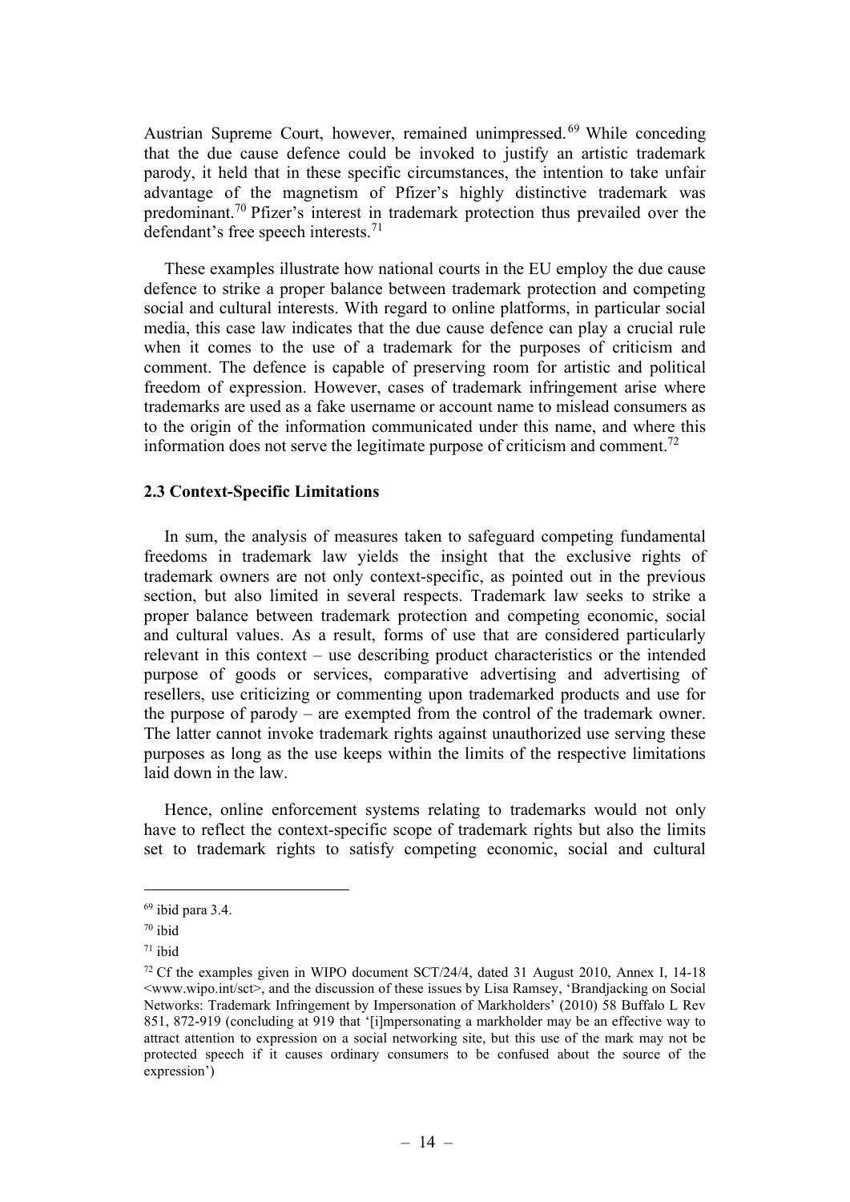Austrian Supreme Court, however, remained unimpressed.[69] While conceding that the due cause defence could be invoked to justify an artistic trademark parody, it held that in these specific circumstances, the intention to take unfair advantage of the magnetism of Pfizer's highly distinctive trademark was predominant.[70] Pfizer's interest in trademark protection thus prevailed over the defendant's free speech interests.[71]

These examples illustrate how national courts in the EU employ the due cause defence to strike a proper balance between trademark protection and competing social and cultural interests. With regard to online platforms, in particular social media, this case law indicates that the due cause defence can play a crucial rule when it comes to the use of a trademark for the purposes of criticism and comment. The defence is capable of preserving room for artistic and political freedom of expression. However, cases of trademark infringement arise where trademarks are used as a fake username or account name to mislead consumers as to the origin of the information communicated under this name, and where this information does not serve the legitimate purpose of criticism and comment.[72]

### 2.3 Context-Specific Limitations

In sum, the analysis of measures taken to safeguard competing fundamental freedoms in trademark law yields the insight that the exclusive rights of trademark owners are not only context-specific, as pointed out in the previous section, but also limited in several respects. Trademark law seeks to strike a proper balance between trademark protection and competing economic, social and cultural values. As a result, forms of use that are considered particularly relevant in this context – use describing product characteristics or the intended purpose of goods or services, comparative advertising and advertising of resellers, use criticizing or commenting upon trademarked products and use for the purpose of parody – are exempted from the control of the trademark owner. The latter cannot invoke trademark rights against unauthorized use serving these purposes as long as the use keeps within the limits of the respective limitations laid down in the law.

Hence, online enforcement systems relating to trademarks would not only have to reflect the context-specific scope of trademark rights but also the limits set to trademark rights to satisfy competing economic, social and cultural

---

[69] ibid para 3.4.

[70] ibid

[71] ibid

[72] Cf the examples given in WIPO document SCT/24/4, dated 31 August 2010, Annex I, 14-18 <www.wipo.int/sct>, and the discussion of these issues by Lisa Ramsey, 'Brandjacking on Social Networks: Trademark Infringement by Impersonation of Markholders' (2010) 58 Buffalo L Rev 851, 872-919 (concluding at 919 that '[i]mpersonating a markholder may be an effective way to attract attention to expression on a social networking site, but this use of the mark may not be protected speech if it causes ordinary consumers to be confused about the source of the expression')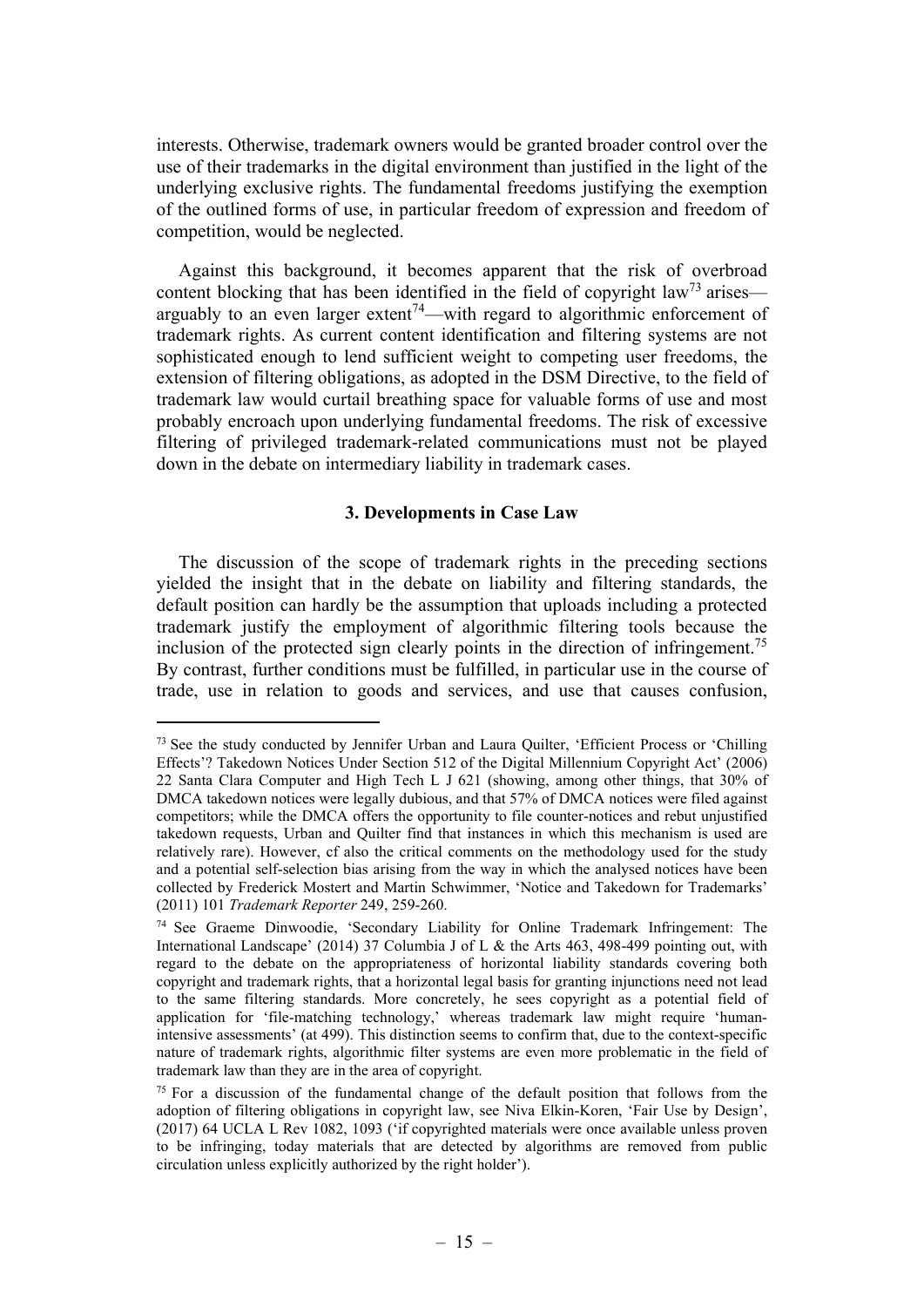interests. Otherwise, trademark owners would be granted broader control over the use of their trademarks in the digital environment than justified in the light of the underlying exclusive rights. The fundamental freedoms justifying the exemption of the outlined forms of use, in particular freedom of expression and freedom of competition, would be neglected.

Against this background, it becomes apparent that the risk of overbroad content blocking that has been identified in the field of copyright law[73] arises—arguably to an even larger extent[74]—with regard to algorithmic enforcement of trademark rights. As current content identification and filtering systems are not sophisticated enough to lend sufficient weight to competing user freedoms, the extension of filtering obligations, as adopted in the DSM Directive, to the field of trademark law would curtail breathing space for valuable forms of use and most probably encroach upon underlying fundamental freedoms. The risk of excessive filtering of privileged trademark-related communications must not be played down in the debate on intermediary liability in trademark cases.

## 3. Developments in Case Law

The discussion of the scope of trademark rights in the preceding sections yielded the insight that in the debate on liability and filtering standards, the default position can hardly be the assumption that uploads including a protected trademark justify the employment of algorithmic filtering tools because the inclusion of the protected sign clearly points in the direction of infringement.[75] By contrast, further conditions must be fulfilled, in particular use in the course of trade, use in relation to goods and services, and use that causes confusion,

---

[73] See the study conducted by Jennifer Urban and Laura Quilter, 'Efficient Process or 'Chilling Effects'? Takedown Notices Under Section 512 of the Digital Millennium Copyright Act' (2006) 22 Santa Clara Computer and High Tech L J 621 (showing, among other things, that 30% of DMCA takedown notices were legally dubious, and that 57% of DMCA notices were filed against competitors; while the DMCA offers the opportunity to file counter-notices and rebut unjustified takedown requests, Urban and Quilter find that instances in which this mechanism is used are relatively rare). However, cf also the critical comments on the methodology used for the study and a potential self-selection bias arising from the way in which the analysed notices have been collected by Frederick Mostert and Martin Schwimmer, 'Notice and Takedown for Trademarks' (2011) 101 *Trademark Reporter* 249, 259-260.

[74] See Graeme Dinwoodie, 'Secondary Liability for Online Trademark Infringement: The International Landscape' (2014) 37 Columbia J of L & the Arts 463, 498-499 pointing out, with regard to the debate on the appropriateness of horizontal liability standards covering both copyright and trademark rights, that a horizontal legal basis for granting injunctions need not lead to the same filtering standards. More concretely, he sees copyright as a potential field of application for 'file-matching technology,' whereas trademark law might require 'human-intensive assessments' (at 499). This distinction seems to confirm that, due to the context-specific nature of trademark rights, algorithmic filter systems are even more problematic in the field of trademark law than they are in the area of copyright.

[75] For a discussion of the fundamental change of the default position that follows from the adoption of filtering obligations in copyright law, see Niva Elkin-Koren, 'Fair Use by Design', (2017) 64 UCLA L Rev 1082, 1093 ('if copyrighted materials were once available unless proven to be infringing, today materials that are detected by algorithms are removed from public circulation unless explicitly authorized by the right holder').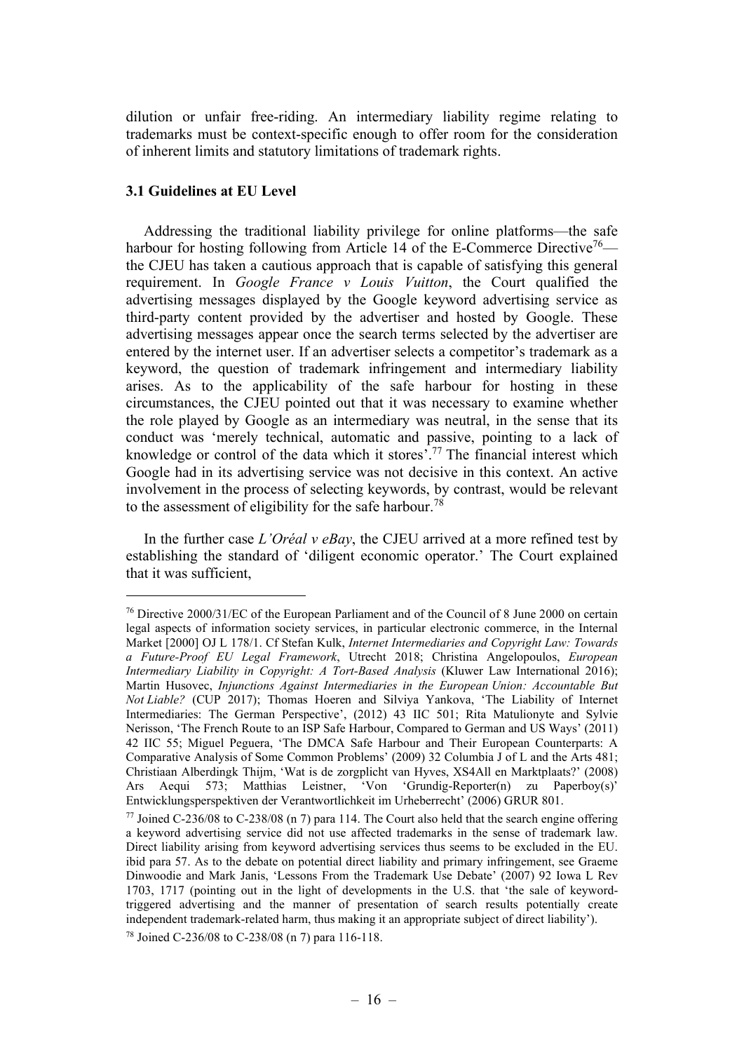dilution or unfair free-riding. An intermediary liability regime relating to trademarks must be context-specific enough to offer room for the consideration of inherent limits and statutory limitations of trademark rights.

### 3.1 Guidelines at EU Level

Addressing the traditional liability privilege for online platforms—the safe harbour for hosting following from Article 14 of the E-Commerce Directive[76]—the CJEU has taken a cautious approach that is capable of satisfying this general requirement. In *Google France v Louis Vuitton*, the Court qualified the advertising messages displayed by the Google keyword advertising service as third-party content provided by the advertiser and hosted by Google. These advertising messages appear once the search terms selected by the advertiser are entered by the internet user. If an advertiser selects a competitor's trademark as a keyword, the question of trademark infringement and intermediary liability arises. As to the applicability of the safe harbour for hosting in these circumstances, the CJEU pointed out that it was necessary to examine whether the role played by Google as an intermediary was neutral, in the sense that its conduct was 'merely technical, automatic and passive, pointing to a lack of knowledge or control of the data which it stores'.[77] The financial interest which Google had in its advertising service was not decisive in this context. An active involvement in the process of selecting keywords, by contrast, would be relevant to the assessment of eligibility for the safe harbour.[78]

In the further case *L'Oréal v eBay*, the CJEU arrived at a more refined test by establishing the standard of 'diligent economic operator.' The Court explained that it was sufficient,

---

[76] Directive 2000/31/EC of the European Parliament and of the Council of 8 June 2000 on certain legal aspects of information society services, in particular electronic commerce, in the Internal Market [2000] OJ L 178/1. Cf Stefan Kulk, *Internet Intermediaries and Copyright Law: Towards a Future-Proof EU Legal Framework*, Utrecht 2018; Christina Angelopoulos, *European Intermediary Liability in Copyright: A Tort-Based Analysis* (Kluwer Law International 2016); Martin Husovec, *Injunctions Against Intermediaries in the European Union: Accountable But Not Liable?* (CUP 2017); Thomas Hoeren and Silviya Yankova, 'The Liability of Internet Intermediaries: The German Perspective', (2012) 43 IIC 501; Rita Matulionyte and Sylvie Nerisson, 'The French Route to an ISP Safe Harbour, Compared to German and US Ways' (2011) 42 IIC 55; Miguel Peguera, 'The DMCA Safe Harbour and Their European Counterparts: A Comparative Analysis of Some Common Problems' (2009) 32 Columbia J of L and the Arts 481; Christiaan Alberdingk Thijm, 'Wat is de zorgplicht van Hyves, XS4All en Marktplaats?' (2008) Ars Aequi 573; Matthias Leistner, 'Von 'Grundig-Reporter(n) zu Paperboy(s)' Entwicklungsperspektiven der Verantwortlichkeit im Urheberrecht' (2006) GRUR 801.

[77] Joined C-236/08 to C-238/08 (n 7) para 114. The Court also held that the search engine offering a keyword advertising service did not use affected trademarks in the sense of trademark law. Direct liability arising from keyword advertising services thus seems to be excluded in the EU. ibid para 57. As to the debate on potential direct liability and primary infringement, see Graeme Dinwoodie and Mark Janis, 'Lessons From the Trademark Use Debate' (2007) 92 Iowa L Rev 1703, 1717 (pointing out in the light of developments in the U.S. that 'the sale of keyword-triggered advertising and the manner of presentation of search results potentially create independent trademark-related harm, thus making it an appropriate subject of direct liability').

[78] Joined C-236/08 to C-238/08 (n 7) para 116-118.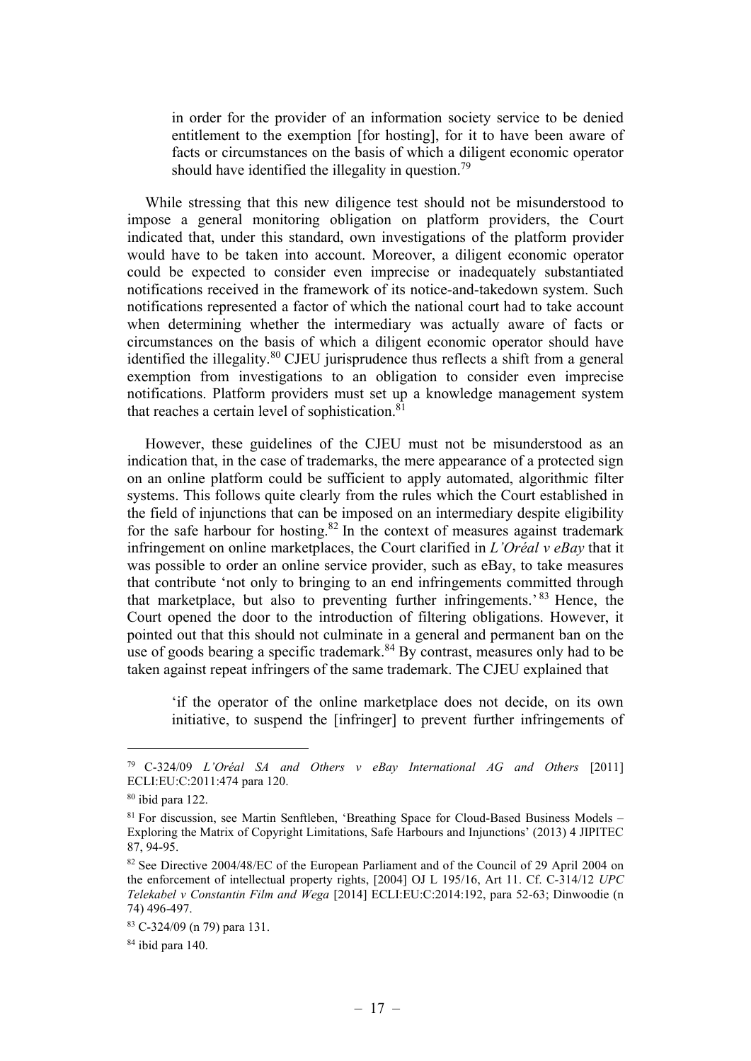> in order for the provider of an information society service to be denied entitlement to the exemption [for hosting], for it to have been aware of facts or circumstances on the basis of which a diligent economic operator should have identified the illegality in question.[79]

While stressing that this new diligence test should not be misunderstood to impose a general monitoring obligation on platform providers, the Court indicated that, under this standard, own investigations of the platform provider would have to be taken into account. Moreover, a diligent economic operator could be expected to consider even imprecise or inadequately substantiated notifications received in the framework of its notice-and-takedown system. Such notifications represented a factor of which the national court had to take account when determining whether the intermediary was actually aware of facts or circumstances on the basis of which a diligent economic operator should have identified the illegality.[80] CJEU jurisprudence thus reflects a shift from a general exemption from investigations to an obligation to consider even imprecise notifications. Platform providers must set up a knowledge management system that reaches a certain level of sophistication.[81]

However, these guidelines of the CJEU must not be misunderstood as an indication that, in the case of trademarks, the mere appearance of a protected sign on an online platform could be sufficient to apply automated, algorithmic filter systems. This follows quite clearly from the rules which the Court established in the field of injunctions that can be imposed on an intermediary despite eligibility for the safe harbour for hosting.[82] In the context of measures against trademark infringement on online marketplaces, the Court clarified in *L'Oréal v eBay* that it was possible to order an online service provider, such as eBay, to take measures that contribute 'not only to bringing to an end infringements committed through that marketplace, but also to preventing further infringements.'[83] Hence, the Court opened the door to the introduction of filtering obligations. However, it pointed out that this should not culminate in a general and permanent ban on the use of goods bearing a specific trademark.[84] By contrast, measures only had to be taken against repeat infringers of the same trademark. The CJEU explained that

> 'if the operator of the online marketplace does not decide, on its own initiative, to suspend the [infringer] to prevent further infringements of

---

[79] C-324/09 *L'Oréal SA and Others v eBay International AG and Others* [2011] ECLI:EU:C:2011:474 para 120.

[80] ibid para 122.

[81] For discussion, see Martin Senftleben, 'Breathing Space for Cloud-Based Business Models – Exploring the Matrix of Copyright Limitations, Safe Harbours and Injunctions' (2013) 4 JIPITEC 87, 94-95.

[82] See Directive 2004/48/EC of the European Parliament and of the Council of 29 April 2004 on the enforcement of intellectual property rights, [2004] OJ L 195/16, Art 11. Cf. C-314/12 *UPC Telekabel v Constantin Film and Wega* [2014] ECLI:EU:C:2014:192, para 52-63; Dinwoodie (n 74) 496-497.

[83] C-324/09 (n 79) para 131.

[84] ibid para 140.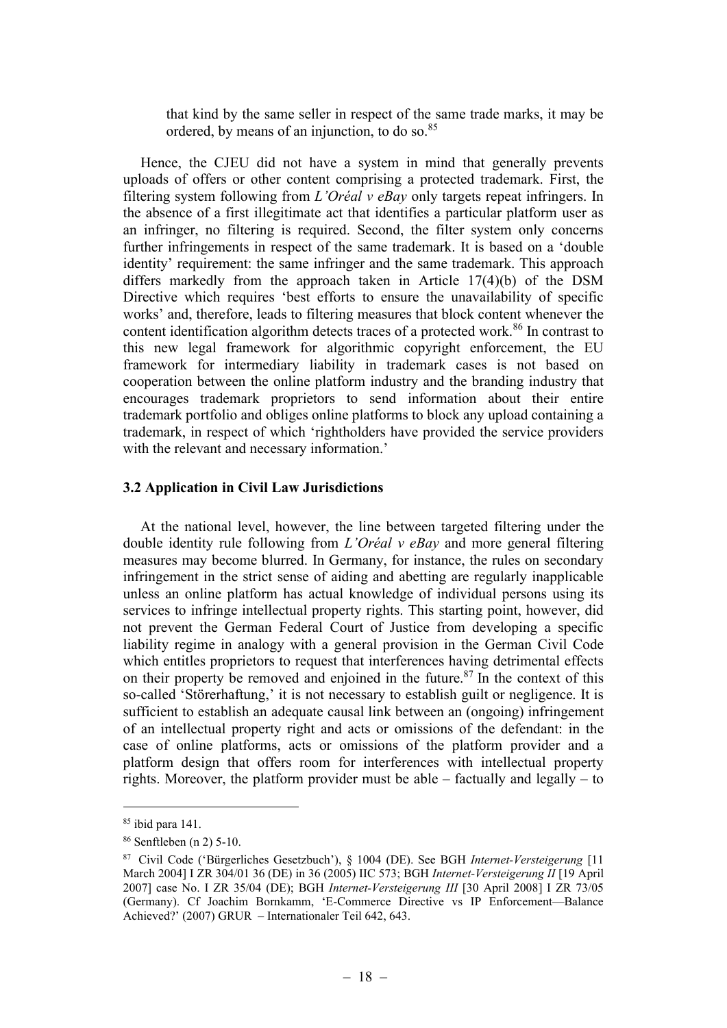that kind by the same seller in respect of the same trade marks, it may be ordered, by means of an injunction, to do so.[85]

Hence, the CJEU did not have a system in mind that generally prevents uploads of offers or other content comprising a protected trademark. First, the filtering system following from *L'Oréal v eBay* only targets repeat infringers. In the absence of a first illegitimate act that identifies a particular platform user as an infringer, no filtering is required. Second, the filter system only concerns further infringements in respect of the same trademark. It is based on a 'double identity' requirement: the same infringer and the same trademark. This approach differs markedly from the approach taken in Article 17(4)(b) of the DSM Directive which requires 'best efforts to ensure the unavailability of specific works' and, therefore, leads to filtering measures that block content whenever the content identification algorithm detects traces of a protected work.[86] In contrast to this new legal framework for algorithmic copyright enforcement, the EU framework for intermediary liability in trademark cases is not based on cooperation between the online platform industry and the branding industry that encourages trademark proprietors to send information about their entire trademark portfolio and obliges online platforms to block any upload containing a trademark, in respect of which 'rightholders have provided the service providers with the relevant and necessary information.'

### 3.2 Application in Civil Law Jurisdictions

At the national level, however, the line between targeted filtering under the double identity rule following from *L'Oréal v eBay* and more general filtering measures may become blurred. In Germany, for instance, the rules on secondary infringement in the strict sense of aiding and abetting are regularly inapplicable unless an online platform has actual knowledge of individual persons using its services to infringe intellectual property rights. This starting point, however, did not prevent the German Federal Court of Justice from developing a specific liability regime in analogy with a general provision in the German Civil Code which entitles proprietors to request that interferences having detrimental effects on their property be removed and enjoined in the future.[87] In the context of this so-called 'Störerhaftung,' it is not necessary to establish guilt or negligence. It is sufficient to establish an adequate causal link between an (ongoing) infringement of an intellectual property right and acts or omissions of the defendant: in the case of online platforms, acts or omissions of the platform provider and a platform design that offers room for interferences with intellectual property rights. Moreover, the platform provider must be able – factually and legally – to

---

[85] ibid para 141.

[86] Senftleben (n 2) 5-10.

[87] Civil Code ('Bürgerliches Gesetzbuch'), § 1004 (DE). See BGH *Internet-Versteigerung* [11 March 2004] I ZR 304/01 36 (DE) in 36 (2005) IIC 573; BGH *Internet-Versteigerung II* [19 April 2007] case No. I ZR 35/04 (DE); BGH *Internet-Versteigerung III* [30 April 2008] I ZR 73/05 (Germany). Cf Joachim Bornkamm, 'E-Commerce Directive vs IP Enforcement—Balance Achieved?' (2007) GRUR – Internationaler Teil 642, 643.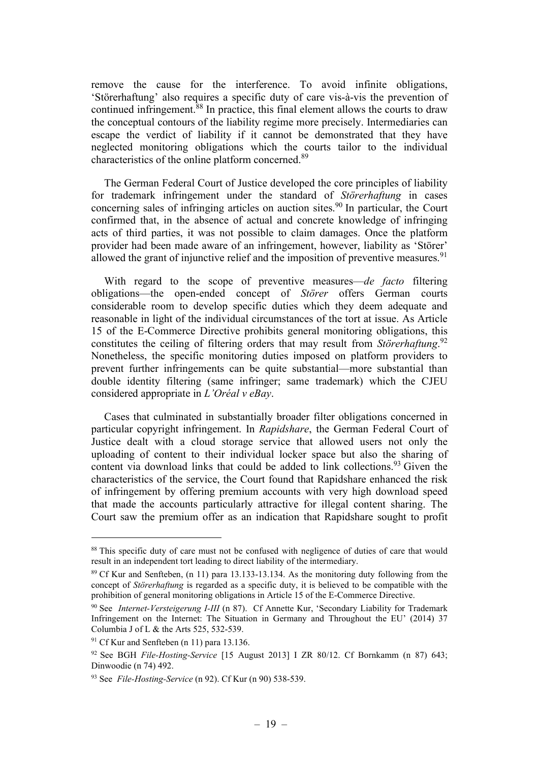remove the cause for the interference. To avoid infinite obligations, 'Störerhaftung' also requires a specific duty of care vis-à-vis the prevention of continued infringement.[88] In practice, this final element allows the courts to draw the conceptual contours of the liability regime more precisely. Intermediaries can escape the verdict of liability if it cannot be demonstrated that they have neglected monitoring obligations which the courts tailor to the individual characteristics of the online platform concerned.[89]

The German Federal Court of Justice developed the core principles of liability for trademark infringement under the standard of *Störerhaftung* in cases concerning sales of infringing articles on auction sites.[90] In particular, the Court confirmed that, in the absence of actual and concrete knowledge of infringing acts of third parties, it was not possible to claim damages. Once the platform provider had been made aware of an infringement, however, liability as 'Störer' allowed the grant of injunctive relief and the imposition of preventive measures.[91]

With regard to the scope of preventive measures—*de facto* filtering obligations—the open-ended concept of *Störer* offers German courts considerable room to develop specific duties which they deem adequate and reasonable in light of the individual circumstances of the tort at issue. As Article 15 of the E-Commerce Directive prohibits general monitoring obligations, this constitutes the ceiling of filtering orders that may result from *Störerhaftung*.[92] Nonetheless, the specific monitoring duties imposed on platform providers to prevent further infringements can be quite substantial—more substantial than double identity filtering (same infringer; same trademark) which the CJEU considered appropriate in *L'Oréal v eBay*.

Cases that culminated in substantially broader filter obligations concerned in particular copyright infringement. In *Rapidshare*, the German Federal Court of Justice dealt with a cloud storage service that allowed users not only the uploading of content to their individual locker space but also the sharing of content via download links that could be added to link collections.[93] Given the characteristics of the service, the Court found that Rapidshare enhanced the risk of infringement by offering premium accounts with very high download speed that made the accounts particularly attractive for illegal content sharing. The Court saw the premium offer as an indication that Rapidshare sought to profit

---

[88] This specific duty of care must not be confused with negligence of duties of care that would result in an independent tort leading to direct liability of the intermediary.

[89] Cf Kur and Senfteben, (n 11) para 13.133-13.134. As the monitoring duty following from the concept of *Störerhaftung* is regarded as a specific duty, it is believed to be compatible with the prohibition of general monitoring obligations in Article 15 of the E-Commerce Directive.

[90] See *Internet-Versteigerung I-III* (n 87). Cf Annette Kur, 'Secondary Liability for Trademark Infringement on the Internet: The Situation in Germany and Throughout the EU' (2014) 37 Columbia J of L & the Arts 525, 532-539.

[91] Cf Kur and Senfteben (n 11) para 13.136.

[92] See BGH *File-Hosting-Service* [15 August 2013] I ZR 80/12. Cf Bornkamm (n 87) 643; Dinwoodie (n 74) 492.

[93] See *File-Hosting-Service* (n 92). Cf Kur (n 90) 538-539.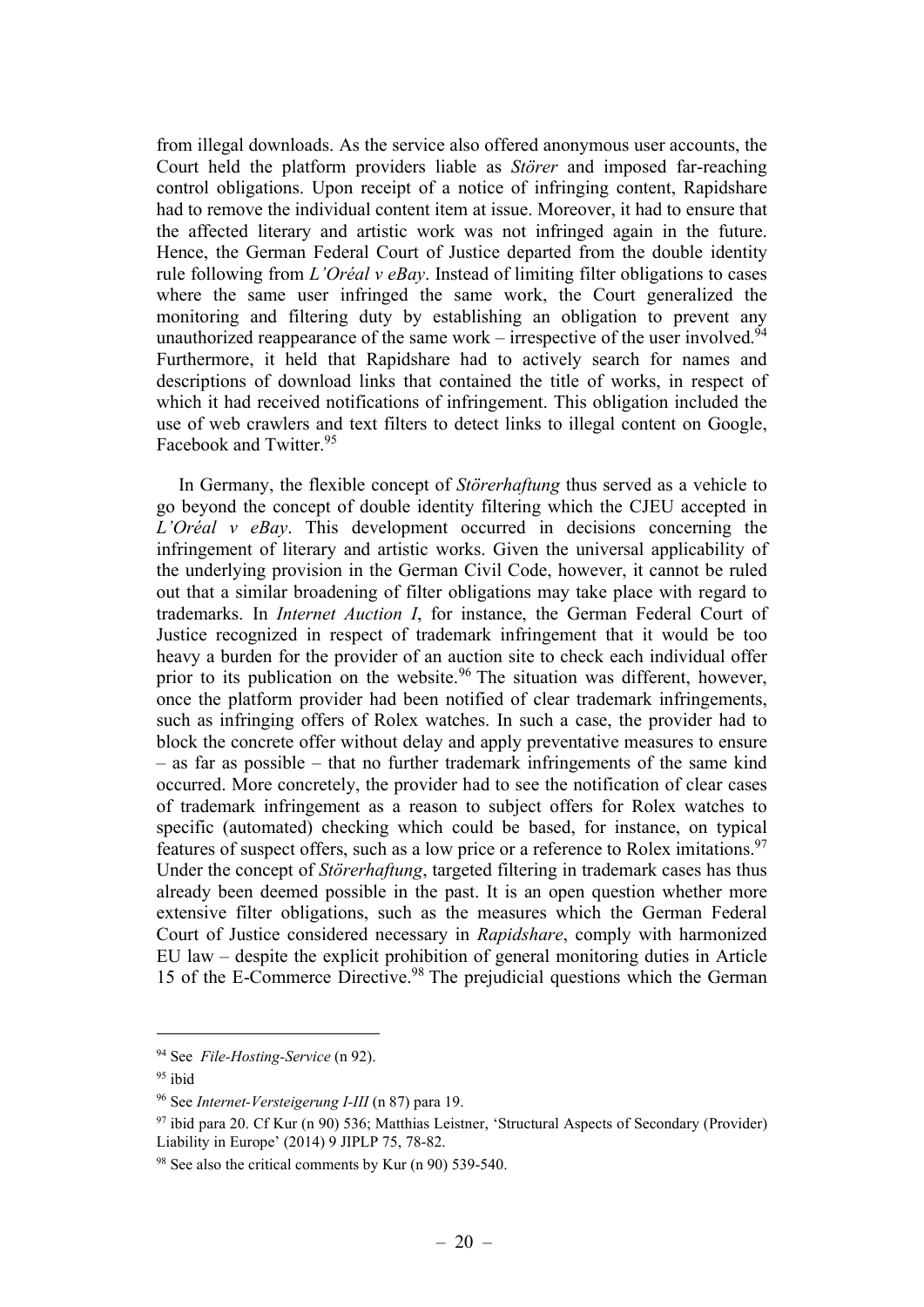from illegal downloads. As the service also offered anonymous user accounts, the Court held the platform providers liable as *Störer* and imposed far-reaching control obligations. Upon receipt of a notice of infringing content, Rapidshare had to remove the individual content item at issue. Moreover, it had to ensure that the affected literary and artistic work was not infringed again in the future. Hence, the German Federal Court of Justice departed from the double identity rule following from *L'Oréal v eBay*. Instead of limiting filter obligations to cases where the same user infringed the same work, the Court generalized the monitoring and filtering duty by establishing an obligation to prevent any unauthorized reappearance of the same work – irrespective of the user involved.[94] Furthermore, it held that Rapidshare had to actively search for names and descriptions of download links that contained the title of works, in respect of which it had received notifications of infringement. This obligation included the use of web crawlers and text filters to detect links to illegal content on Google, Facebook and Twitter.[95]

In Germany, the flexible concept of *Störerhaftung* thus served as a vehicle to go beyond the concept of double identity filtering which the CJEU accepted in *L'Oréal v eBay*. This development occurred in decisions concerning the infringement of literary and artistic works. Given the universal applicability of the underlying provision in the German Civil Code, however, it cannot be ruled out that a similar broadening of filter obligations may take place with regard to trademarks. In *Internet Auction I*, for instance, the German Federal Court of Justice recognized in respect of trademark infringement that it would be too heavy a burden for the provider of an auction site to check each individual offer prior to its publication on the website.[96] The situation was different, however, once the platform provider had been notified of clear trademark infringements, such as infringing offers of Rolex watches. In such a case, the provider had to block the concrete offer without delay and apply preventative measures to ensure – as far as possible – that no further trademark infringements of the same kind occurred. More concretely, the provider had to see the notification of clear cases of trademark infringement as a reason to subject offers for Rolex watches to specific (automated) checking which could be based, for instance, on typical features of suspect offers, such as a low price or a reference to Rolex imitations.[97] Under the concept of *Störerhaftung*, targeted filtering in trademark cases has thus already been deemed possible in the past. It is an open question whether more extensive filter obligations, such as the measures which the German Federal Court of Justice considered necessary in *Rapidshare*, comply with harmonized EU law – despite the explicit prohibition of general monitoring duties in Article 15 of the E-Commerce Directive.[98] The prejudicial questions which the German

---

[94] See *File-Hosting-Service* (n 92).

[95] ibid

[96] See *Internet-Versteigerung I-III* (n 87) para 19.

[97] ibid para 20. Cf Kur (n 90) 536; Matthias Leistner, 'Structural Aspects of Secondary (Provider) Liability in Europe' (2014) 9 JIPLP 75, 78-82.

[98] See also the critical comments by Kur (n 90) 539-540.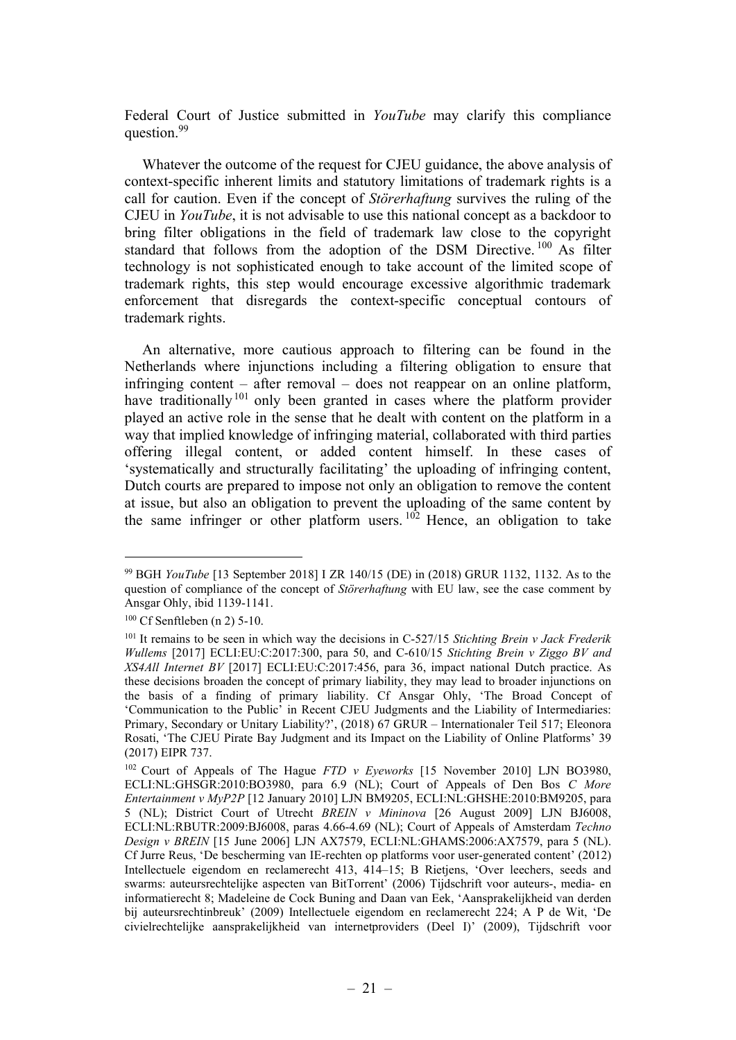Federal Court of Justice submitted in *YouTube* may clarify this compliance question.[99]

Whatever the outcome of the request for CJEU guidance, the above analysis of context-specific inherent limits and statutory limitations of trademark rights is a call for caution. Even if the concept of *Störerhaftung* survives the ruling of the CJEU in *YouTube*, it is not advisable to use this national concept as a backdoor to bring filter obligations in the field of trademark law close to the copyright standard that follows from the adoption of the DSM Directive.[100] As filter technology is not sophisticated enough to take account of the limited scope of trademark rights, this step would encourage excessive algorithmic trademark enforcement that disregards the context-specific conceptual contours of trademark rights.

An alternative, more cautious approach to filtering can be found in the Netherlands where injunctions including a filtering obligation to ensure that infringing content – after removal – does not reappear on an online platform, have traditionally[101] only been granted in cases where the platform provider played an active role in the sense that he dealt with content on the platform in a way that implied knowledge of infringing material, collaborated with third parties offering illegal content, or added content himself. In these cases of 'systematically and structurally facilitating' the uploading of infringing content, Dutch courts are prepared to impose not only an obligation to remove the content at issue, but also an obligation to prevent the uploading of the same content by the same infringer or other platform users.[102] Hence, an obligation to take

---

[99] BGH *YouTube* [13 September 2018] I ZR 140/15 (DE) in (2018) GRUR 1132, 1132. As to the question of compliance of the concept of *Störerhaftung* with EU law, see the case comment by Ansgar Ohly, ibid 1139-1141.

[100] Cf Senftleben (n 2) 5-10.

[101] It remains to be seen in which way the decisions in C-527/15 *Stichting Brein v Jack Frederik Wullems* [2017] ECLI:EU:C:2017:300, para 50, and C-610/15 *Stichting Brein v Ziggo BV and XS4All Internet BV* [2017] ECLI:EU:C:2017:456, para 36, impact national Dutch practice. As these decisions broaden the concept of primary liability, they may lead to broader injunctions on the basis of a finding of primary liability. Cf Ansgar Ohly, 'The Broad Concept of 'Communication to the Public' in Recent CJEU Judgments and the Liability of Intermediaries: Primary, Secondary or Unitary Liability?', (2018) 67 GRUR – Internationaler Teil 517; Eleonora Rosati, 'The CJEU Pirate Bay Judgment and its Impact on the Liability of Online Platforms' 39 (2017) EIPR 737.

[102] Court of Appeals of The Hague *FTD v Eyeworks* [15 November 2010] LJN BO3980, ECLI:NL:GHSGR:2010:BO3980, para 6.9 (NL); Court of Appeals of Den Bos *C More Entertainment v MyP2P* [12 January 2010] LJN BM9205, ECLI:NL:GHSHE:2010:BM9205, para 5 (NL); District Court of Utrecht *BREIN v Mininova* [26 August 2009] LJN BJ6008, ECLI:NL:RBUTR:2009:BJ6008, paras 4.66-4.69 (NL); Court of Appeals of Amsterdam *Techno Design v BREIN* [15 June 2006] LJN AX7579, ECLI:NL:GHAMS:2006:AX7579, para 5 (NL). Cf Jurre Reus, 'De bescherming van IE-rechten op platforms voor user-generated content' (2012) Intellectuele eigendom en reclamerecht 413, 414–15; B Rietjens, 'Over leechers, seeds and swarms: auteursrechtelijke aspecten van BitTorrent' (2006) Tijdschrift voor auteurs-, media- en informatierecht 8; Madeleine de Cock Buning and Daan van Eek, 'Aansprakelijkheid van derden bij auteursrechtinbreuk' (2009) Intellectuele eigendom en reclamerecht 224; A P de Wit, 'De civielrechtelijke aansprakelijkheid van internetproviders (Deel I)' (2009), Tijdschrift voor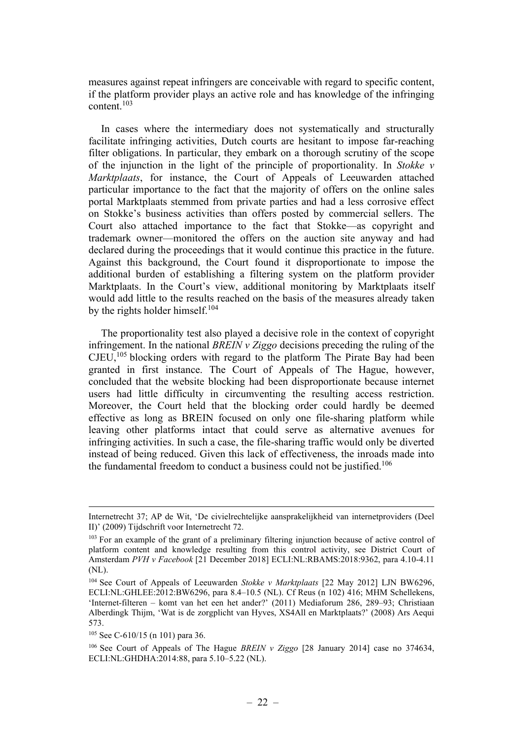measures against repeat infringers are conceivable with regard to specific content, if the platform provider plays an active role and has knowledge of the infringing content.[103]

In cases where the intermediary does not systematically and structurally facilitate infringing activities, Dutch courts are hesitant to impose far-reaching filter obligations. In particular, they embark on a thorough scrutiny of the scope of the injunction in the light of the principle of proportionality. In *Stokke v Marktplaats*, for instance, the Court of Appeals of Leeuwarden attached particular importance to the fact that the majority of offers on the online sales portal Marktplaats stemmed from private parties and had a less corrosive effect on Stokke's business activities than offers posted by commercial sellers. The Court also attached importance to the fact that Stokke—as copyright and trademark owner—monitored the offers on the auction site anyway and had declared during the proceedings that it would continue this practice in the future. Against this background, the Court found it disproportionate to impose the additional burden of establishing a filtering system on the platform provider Marktplaats. In the Court's view, additional monitoring by Marktplaats itself would add little to the results reached on the basis of the measures already taken by the rights holder himself.[104]

The proportionality test also played a decisive role in the context of copyright infringement. In the national *BREIN v Ziggo* decisions preceding the ruling of the CJEU,[105] blocking orders with regard to the platform The Pirate Bay had been granted in first instance. The Court of Appeals of The Hague, however, concluded that the website blocking had been disproportionate because internet users had little difficulty in circumventing the resulting access restriction. Moreover, the Court held that the blocking order could hardly be deemed effective as long as BREIN focused on only one file-sharing platform while leaving other platforms intact that could serve as alternative avenues for infringing activities. In such a case, the file-sharing traffic would only be diverted instead of being reduced. Given this lack of effectiveness, the inroads made into the fundamental freedom to conduct a business could not be justified.[106]

---

Internetrecht 37; AP de Wit, 'De civielrechtelijke aansprakelijkheid van internetproviders (Deel II)' (2009) Tijdschrift voor Internetrecht 72.

[103] For an example of the grant of a preliminary filtering injunction because of active control of platform content and knowledge resulting from this control activity, see District Court of Amsterdam *PVH v Facebook* [21 December 2018] ECLI:NL:RBAMS:2018:9362, para 4.10-4.11 (NL).

[104] See Court of Appeals of Leeuwarden *Stokke v Marktplaats* [22 May 2012] LJN BW6296, ECLI:NL:GHLEE:2012:BW6296, para 8.4–10.5 (NL). Cf Reus (n 102) 416; MHM Schellekens, 'Internet-filteren – komt van het een het ander?' (2011) Mediaforum 286, 289–93; Christiaan Alberdingk Thijm, 'Wat is de zorgplicht van Hyves, XS4All en Marktplaats?' (2008) Ars Aequi 573.

[105] See C-610/15 (n 101) para 36.

[106] See Court of Appeals of The Hague *BREIN v Ziggo* [28 January 2014] case no 374634, ECLI:NL:GHDHA:2014:88, para 5.10–5.22 (NL).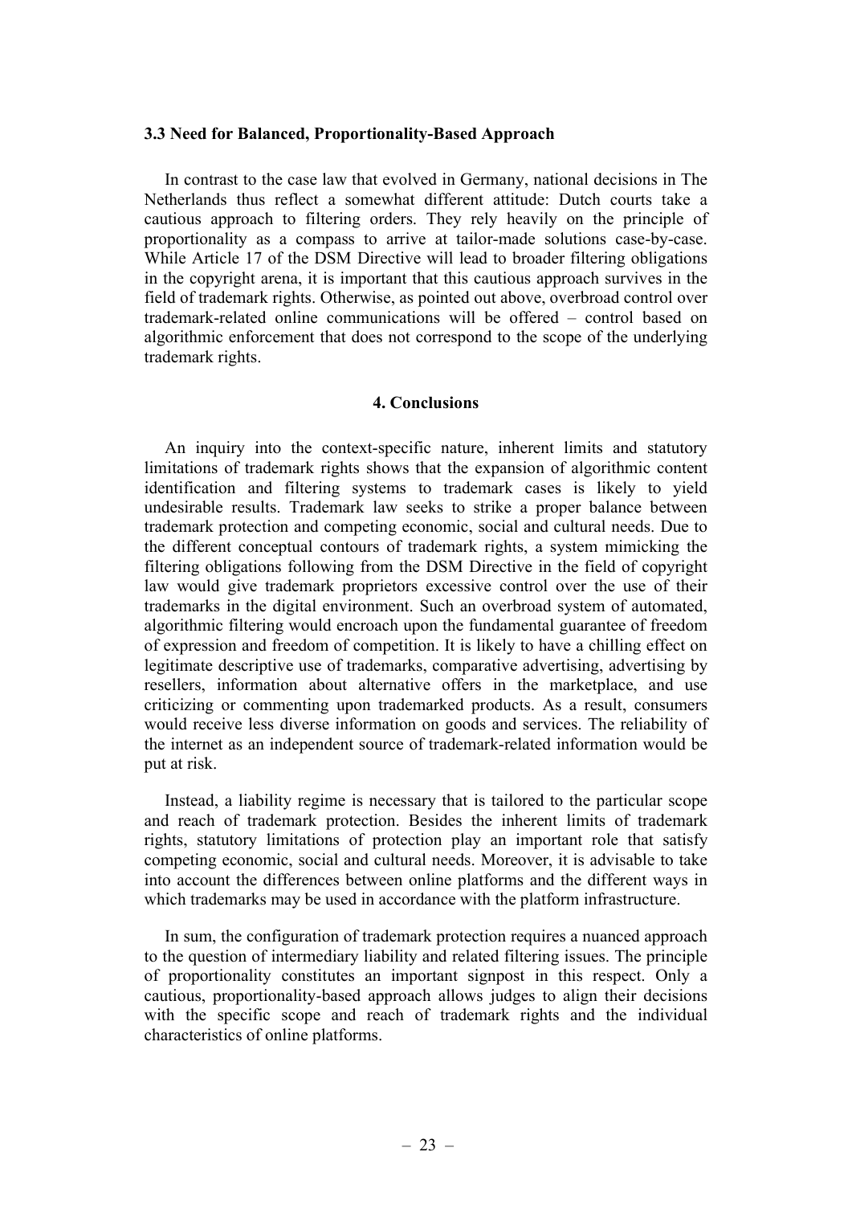### 3.3 Need for Balanced, Proportionality-Based Approach

In contrast to the case law that evolved in Germany, national decisions in The Netherlands thus reflect a somewhat different attitude: Dutch courts take a cautious approach to filtering orders. They rely heavily on the principle of proportionality as a compass to arrive at tailor-made solutions case-by-case. While Article 17 of the DSM Directive will lead to broader filtering obligations in the copyright arena, it is important that this cautious approach survives in the field of trademark rights. Otherwise, as pointed out above, overbroad control over trademark-related online communications will be offered – control based on algorithmic enforcement that does not correspond to the scope of the underlying trademark rights.

## 4. Conclusions

An inquiry into the context-specific nature, inherent limits and statutory limitations of trademark rights shows that the expansion of algorithmic content identification and filtering systems to trademark cases is likely to yield undesirable results. Trademark law seeks to strike a proper balance between trademark protection and competing economic, social and cultural needs. Due to the different conceptual contours of trademark rights, a system mimicking the filtering obligations following from the DSM Directive in the field of copyright law would give trademark proprietors excessive control over the use of their trademarks in the digital environment. Such an overbroad system of automated, algorithmic filtering would encroach upon the fundamental guarantee of freedom of expression and freedom of competition. It is likely to have a chilling effect on legitimate descriptive use of trademarks, comparative advertising, advertising by resellers, information about alternative offers in the marketplace, and use criticizing or commenting upon trademarked products. As a result, consumers would receive less diverse information on goods and services. The reliability of the internet as an independent source of trademark-related information would be put at risk.

Instead, a liability regime is necessary that is tailored to the particular scope and reach of trademark protection. Besides the inherent limits of trademark rights, statutory limitations of protection play an important role that satisfy competing economic, social and cultural needs. Moreover, it is advisable to take into account the differences between online platforms and the different ways in which trademarks may be used in accordance with the platform infrastructure.

In sum, the configuration of trademark protection requires a nuanced approach to the question of intermediary liability and related filtering issues. The principle of proportionality constitutes an important signpost in this respect. Only a cautious, proportionality-based approach allows judges to align their decisions with the specific scope and reach of trademark rights and the individual characteristics of online platforms.